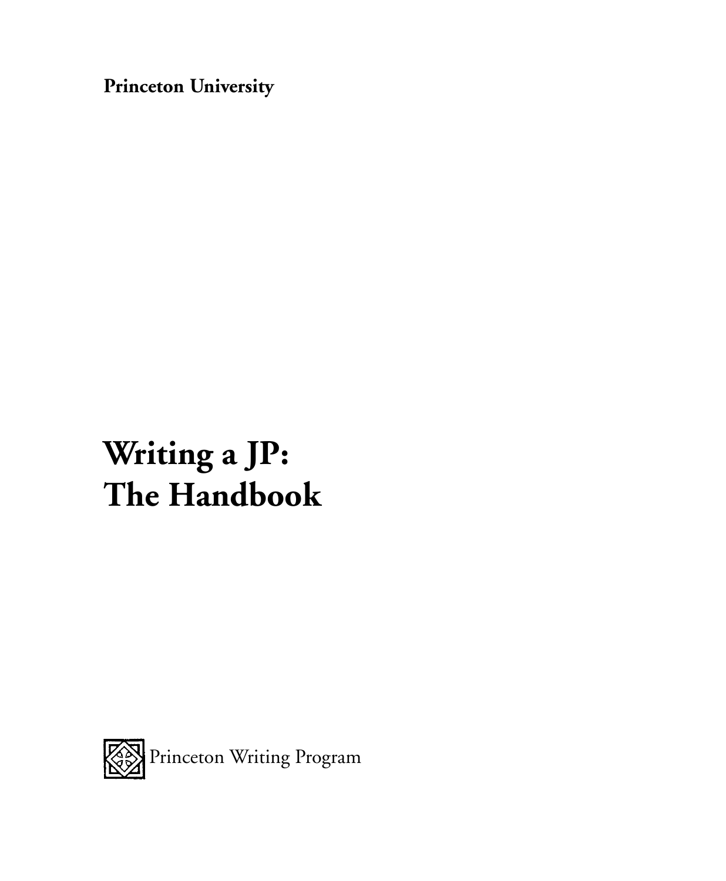**Princeton University**

# Writing a JP: The Handbook

Princeton Writing Program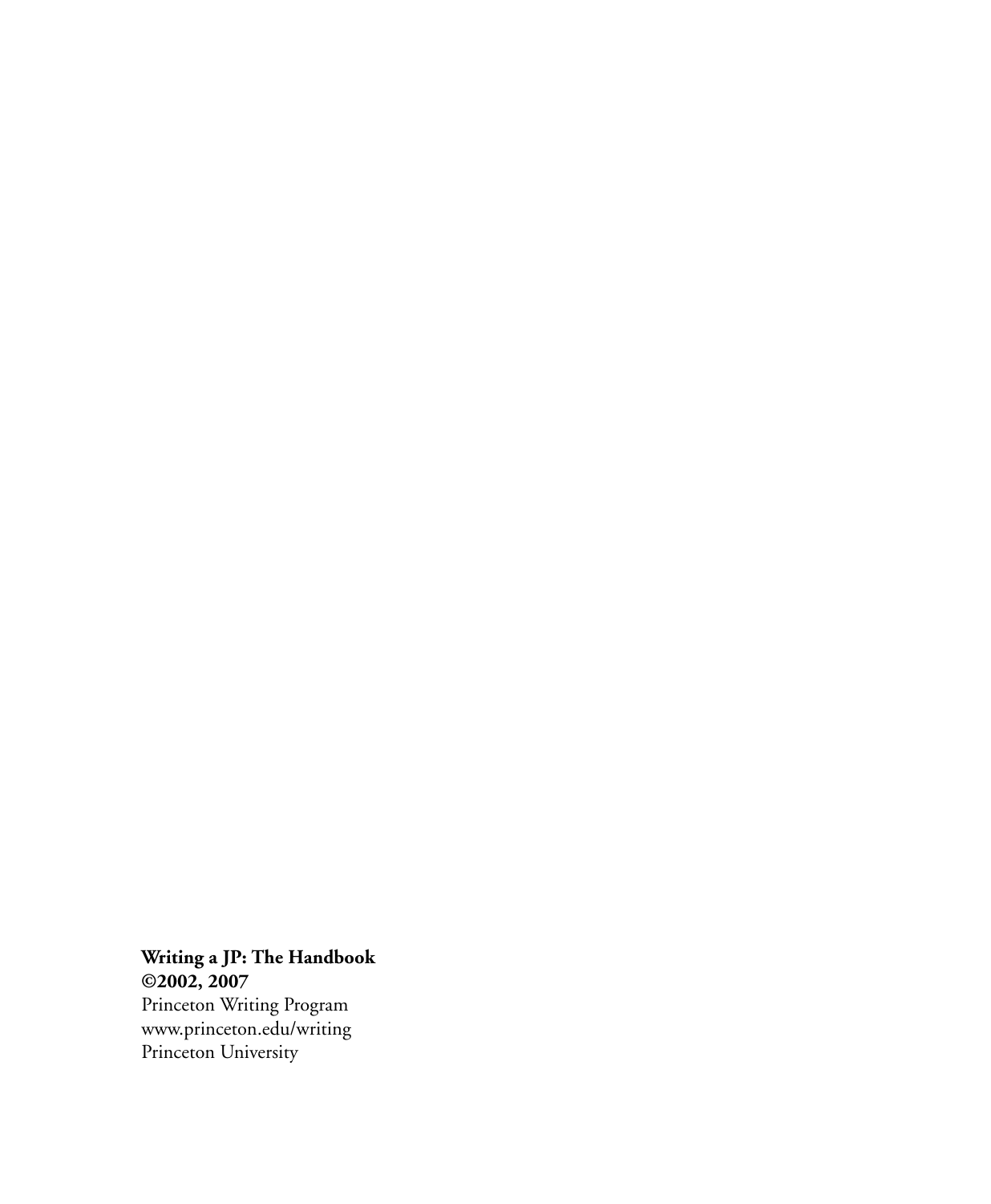**Writing a JP: The Handbook**
**©2002, 2007**
Princeton Writing Program
www.princeton.edu/writing
Princeton University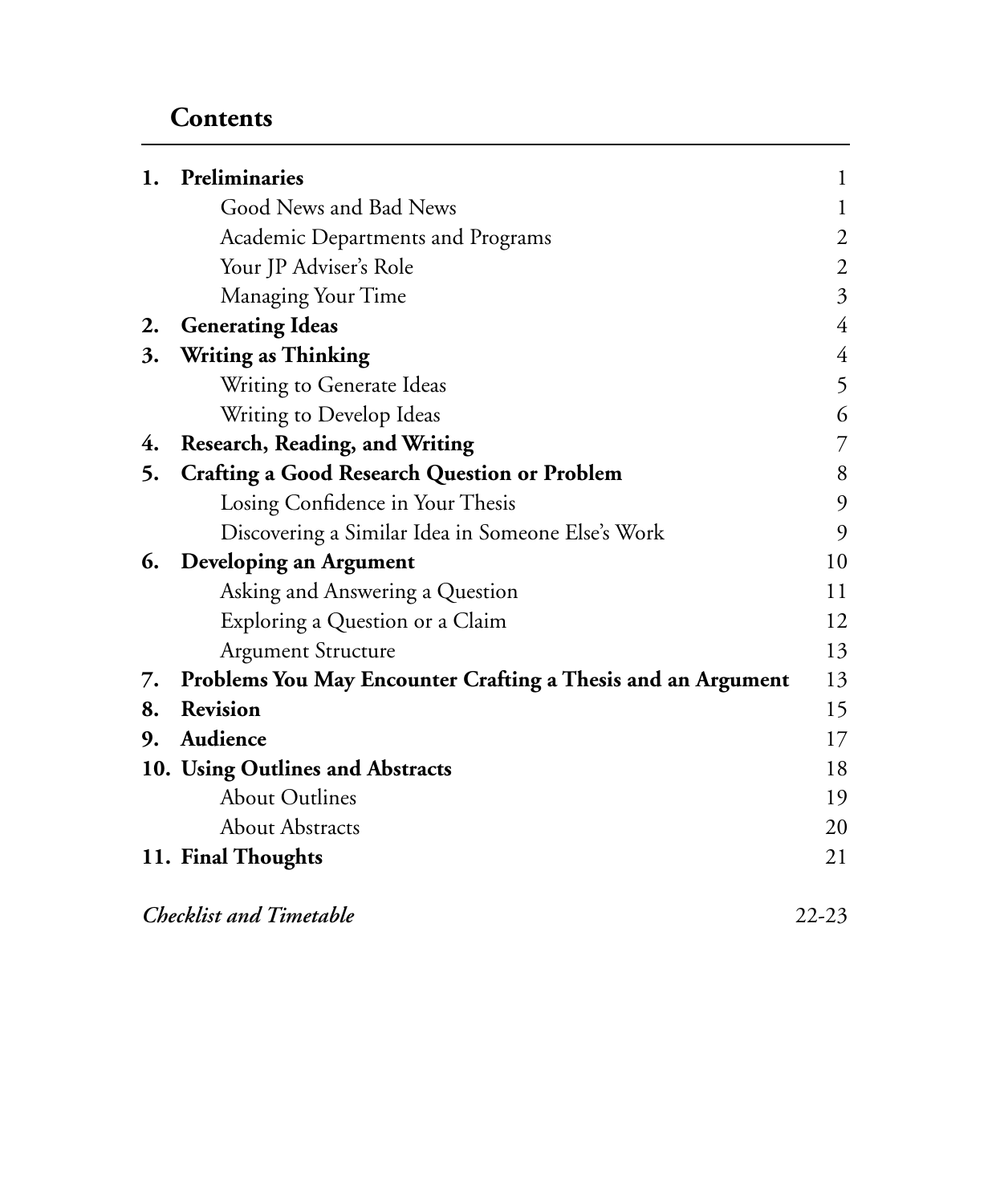## Contents

| | | |
|---|---|---|
| **1.** | **Preliminaries** | 1 |
| | Good News and Bad News | 1 |
| | Academic Departments and Programs | 2 |
| | Your JP Adviser's Role | 2 |
| | Managing Your Time | 3 |
| **2.** | **Generating Ideas** | 4 |
| **3.** | **Writing as Thinking** | 4 |
| | Writing to Generate Ideas | 5 |
| | Writing to Develop Ideas | 6 |
| **4.** | **Research, Reading, and Writing** | 7 |
| **5.** | **Crafting a Good Research Question or Problem** | 8 |
| | Losing Confidence in Your Thesis | 9 |
| | Discovering a Similar Idea in Someone Else's Work | 9 |
| **6.** | **Developing an Argument** | 10 |
| | Asking and Answering a Question | 11 |
| | Exploring a Question or a Claim | 12 |
| | Argument Structure | 13 |
| **7.** | **Problems You May Encounter Crafting a Thesis and an Argument** | 13 |
| **8.** | **Revision** | 15 |
| **9.** | **Audience** | 17 |
| **10.** | **Using Outlines and Abstracts** | 18 |
| | About Outlines | 19 |
| | About Abstracts | 20 |
| **11.** | **Final Thoughts** | 21 |
| | *Checklist and Timetable* | 22-23 |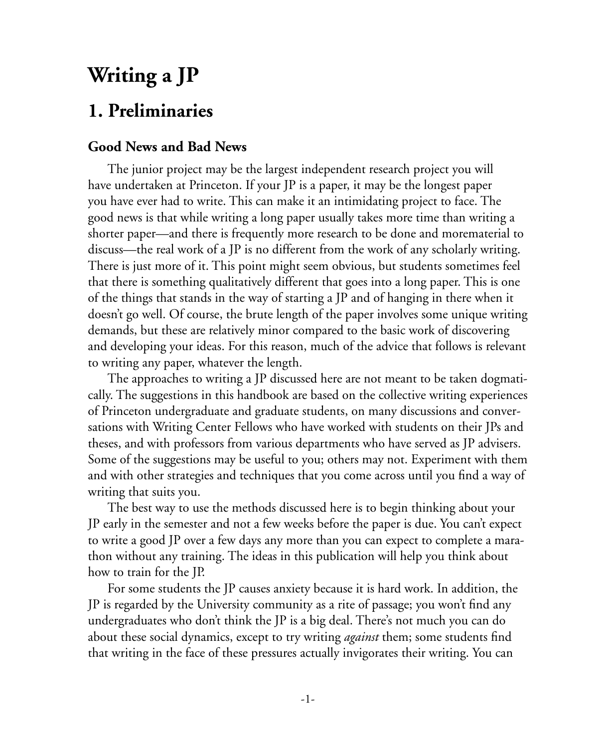# Writing a JP

## 1. Preliminaries

### Good News and Bad News

The junior project may be the largest independent research project you will have undertaken at Princeton. If your JP is a paper, it may be the longest paper you have ever had to write. This can make it an intimidating project to face. The good news is that while writing a long paper usually takes more time than writing a shorter paper—and there is frequently more research to be done and morematerial to discuss—the real work of a JP is no different from the work of any scholarly writing. There is just more of it. This point might seem obvious, but students sometimes feel that there is something qualitatively different that goes into a long paper. This is one of the things that stands in the way of starting a JP and of hanging in there when it doesn't go well. Of course, the brute length of the paper involves some unique writing demands, but these are relatively minor compared to the basic work of discovering and developing your ideas. For this reason, much of the advice that follows is relevant to writing any paper, whatever the length.

The approaches to writing a JP discussed here are not meant to be taken dogmatically. The suggestions in this handbook are based on the collective writing experiences of Princeton undergraduate and graduate students, on many discussions and conversations with Writing Center Fellows who have worked with students on their JPs and theses, and with professors from various departments who have served as JP advisers. Some of the suggestions may be useful to you; others may not. Experiment with them and with other strategies and techniques that you come across until you find a way of writing that suits you.

The best way to use the methods discussed here is to begin thinking about your JP early in the semester and not a few weeks before the paper is due. You can't expect to write a good JP over a few days any more than you can expect to complete a marathon without any training. The ideas in this publication will help you think about how to train for the JP.

For some students the JP causes anxiety because it is hard work. In addition, the JP is regarded by the University community as a rite of passage; you won't find any undergraduates who don't think the JP is a big deal. There's not much you can do about these social dynamics, except to try writing *against* them; some students find that writing in the face of these pressures actually invigorates their writing. You can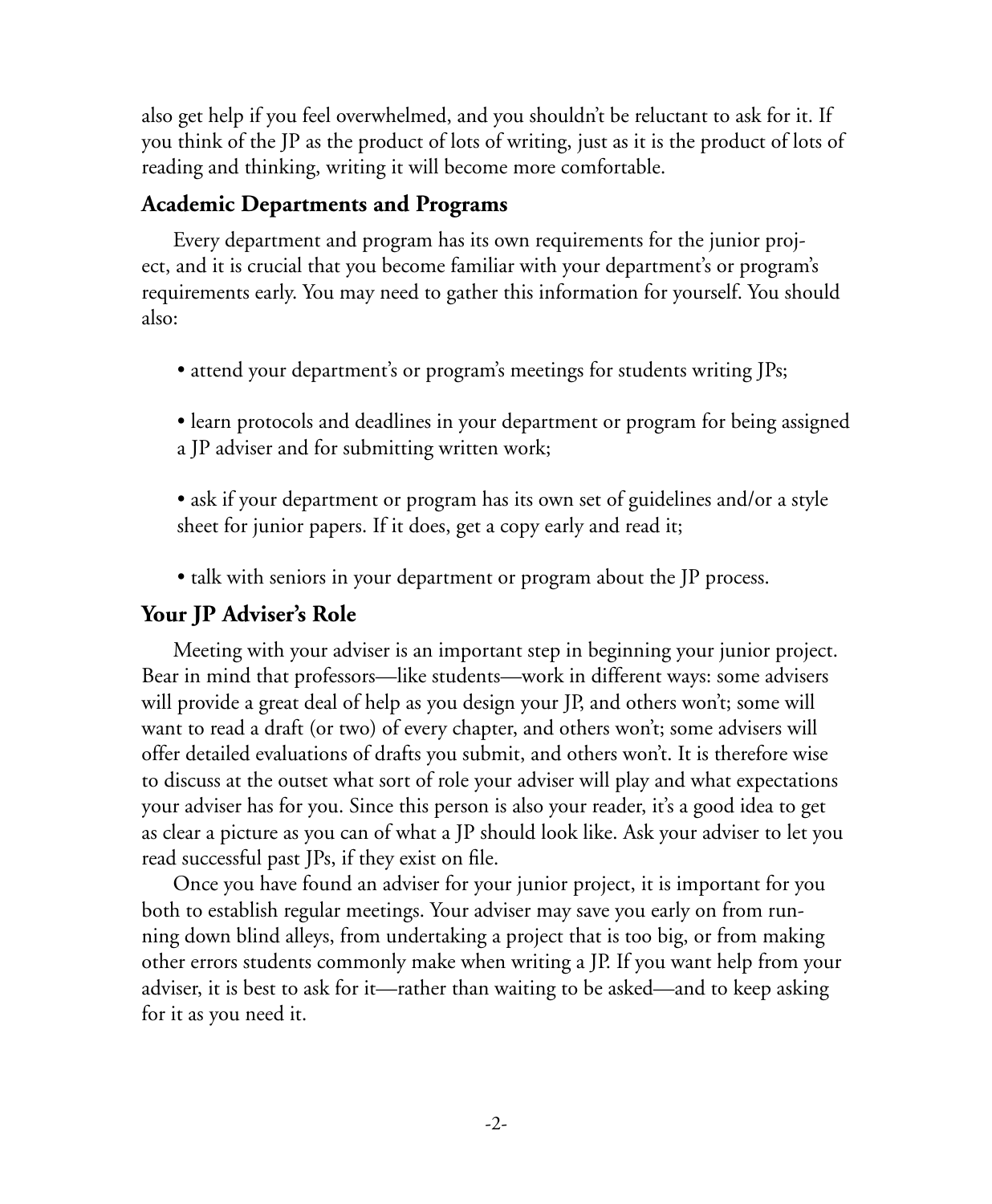also get help if you feel overwhelmed, and you shouldn't be reluctant to ask for it. If you think of the JP as the product of lots of writing, just as it is the product of lots of reading and thinking, writing it will become more comfortable.

## Academic Departments and Programs

Every department and program has its own requirements for the junior project, and it is crucial that you become familiar with your department's or program's requirements early. You may need to gather this information for yourself. You should also:

- attend your department's or program's meetings for students writing JPs;
- learn protocols and deadlines in your department or program for being assigned a JP adviser and for submitting written work;
- ask if your department or program has its own set of guidelines and/or a style sheet for junior papers. If it does, get a copy early and read it;
- talk with seniors in your department or program about the JP process.

## Your JP Adviser's Role

Meeting with your adviser is an important step in beginning your junior project. Bear in mind that professors—like students—work in different ways: some advisers will provide a great deal of help as you design your JP, and others won't; some will want to read a draft (or two) of every chapter, and others won't; some advisers will offer detailed evaluations of drafts you submit, and others won't. It is therefore wise to discuss at the outset what sort of role your adviser will play and what expectations your adviser has for you. Since this person is also your reader, it's a good idea to get as clear a picture as you can of what a JP should look like. Ask your adviser to let you read successful past JPs, if they exist on file.

Once you have found an adviser for your junior project, it is important for you both to establish regular meetings. Your adviser may save you early on from running down blind alleys, from undertaking a project that is too big, or from making other errors students commonly make when writing a JP. If you want help from your adviser, it is best to ask for it—rather than waiting to be asked—and to keep asking for it as you need it.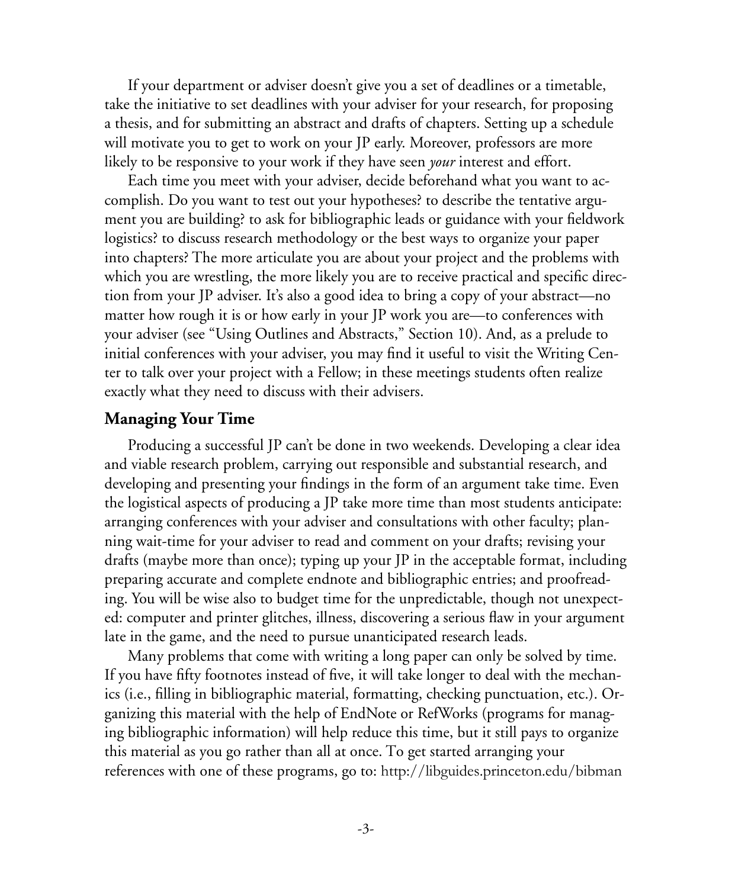If your department or adviser doesn't give you a set of deadlines or a timetable, take the initiative to set deadlines with your adviser for your research, for proposing a thesis, and for submitting an abstract and drafts of chapters. Setting up a schedule will motivate you to get to work on your JP early. Moreover, professors are more likely to be responsive to your work if they have seen *your* interest and effort.

Each time you meet with your adviser, decide beforehand what you want to accomplish. Do you want to test out your hypotheses? to describe the tentative argument you are building? to ask for bibliographic leads or guidance with your fieldwork logistics? to discuss research methodology or the best ways to organize your paper into chapters? The more articulate you are about your project and the problems with which you are wrestling, the more likely you are to receive practical and specific direction from your JP adviser. It's also a good idea to bring a copy of your abstract—no matter how rough it is or how early in your JP work you are—to conferences with your adviser (see "Using Outlines and Abstracts," Section 10). And, as a prelude to initial conferences with your adviser, you may find it useful to visit the Writing Center to talk over your project with a Fellow; in these meetings students often realize exactly what they need to discuss with their advisers.

## Managing Your Time

Producing a successful JP can't be done in two weekends. Developing a clear idea and viable research problem, carrying out responsible and substantial research, and developing and presenting your findings in the form of an argument take time. Even the logistical aspects of producing a JP take more time than most students anticipate: arranging conferences with your adviser and consultations with other faculty; planning wait-time for your adviser to read and comment on your drafts; revising your drafts (maybe more than once); typing up your JP in the acceptable format, including preparing accurate and complete endnote and bibliographic entries; and proofreading. You will be wise also to budget time for the unpredictable, though not unexpected: computer and printer glitches, illness, discovering a serious flaw in your argument late in the game, and the need to pursue unanticipated research leads.

Many problems that come with writing a long paper can only be solved by time. If you have fifty footnotes instead of five, it will take longer to deal with the mechanics (i.e., filling in bibliographic material, formatting, checking punctuation, etc.). Organizing this material with the help of EndNote or RefWorks (programs for managing bibliographic information) will help reduce this time, but it still pays to organize this material as you go rather than all at once. To get started arranging your references with one of these programs, go to: http://libguides.princeton.edu/bibman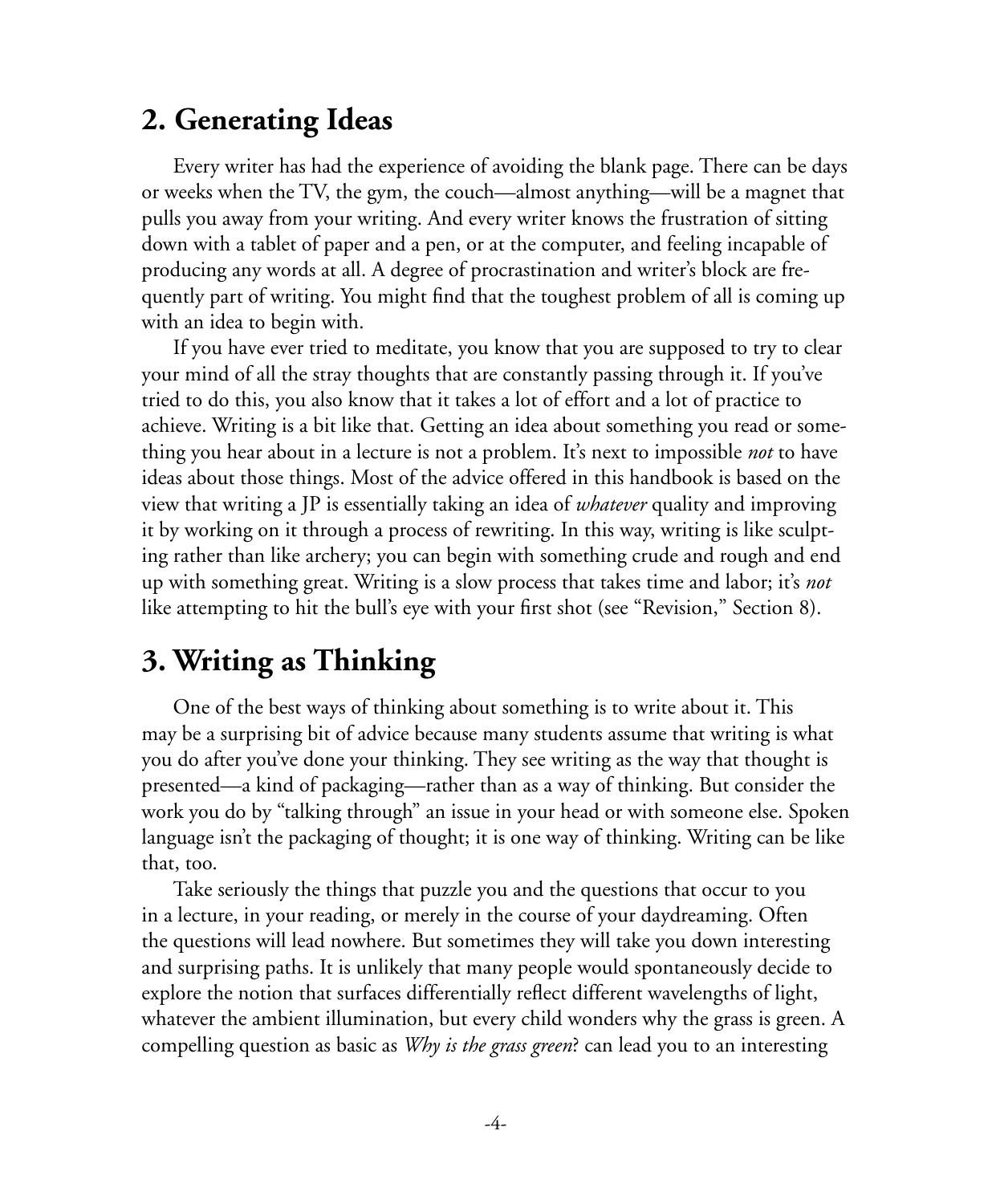## 2. Generating Ideas

Every writer has had the experience of avoiding the blank page. There can be days or weeks when the TV, the gym, the couch—almost anything—will be a magnet that pulls you away from your writing. And every writer knows the frustration of sitting down with a tablet of paper and a pen, or at the computer, and feeling incapable of producing any words at all. A degree of procrastination and writer's block are frequently part of writing. You might find that the toughest problem of all is coming up with an idea to begin with.

If you have ever tried to meditate, you know that you are supposed to try to clear your mind of all the stray thoughts that are constantly passing through it. If you've tried to do this, you also know that it takes a lot of effort and a lot of practice to achieve. Writing is a bit like that. Getting an idea about something you read or something you hear about in a lecture is not a problem. It's next to impossible *not* to have ideas about those things. Most of the advice offered in this handbook is based on the view that writing a JP is essentially taking an idea of *whatever* quality and improving it by working on it through a process of rewriting. In this way, writing is like sculpting rather than like archery; you can begin with something crude and rough and end up with something great. Writing is a slow process that takes time and labor; it's *not* like attempting to hit the bull's eye with your first shot (see "Revision," Section 8).

## 3. Writing as Thinking

One of the best ways of thinking about something is to write about it. This may be a surprising bit of advice because many students assume that writing is what you do after you've done your thinking. They see writing as the way that thought is presented—a kind of packaging—rather than as a way of thinking. But consider the work you do by "talking through" an issue in your head or with someone else. Spoken language isn't the packaging of thought; it is one way of thinking. Writing can be like that, too.

Take seriously the things that puzzle you and the questions that occur to you in a lecture, in your reading, or merely in the course of your daydreaming. Often the questions will lead nowhere. But sometimes they will take you down interesting and surprising paths. It is unlikely that many people would spontaneously decide to explore the notion that surfaces differentially reflect different wavelengths of light, whatever the ambient illumination, but every child wonders why the grass is green. A compelling question as basic as *Why is the grass green*? can lead you to an interesting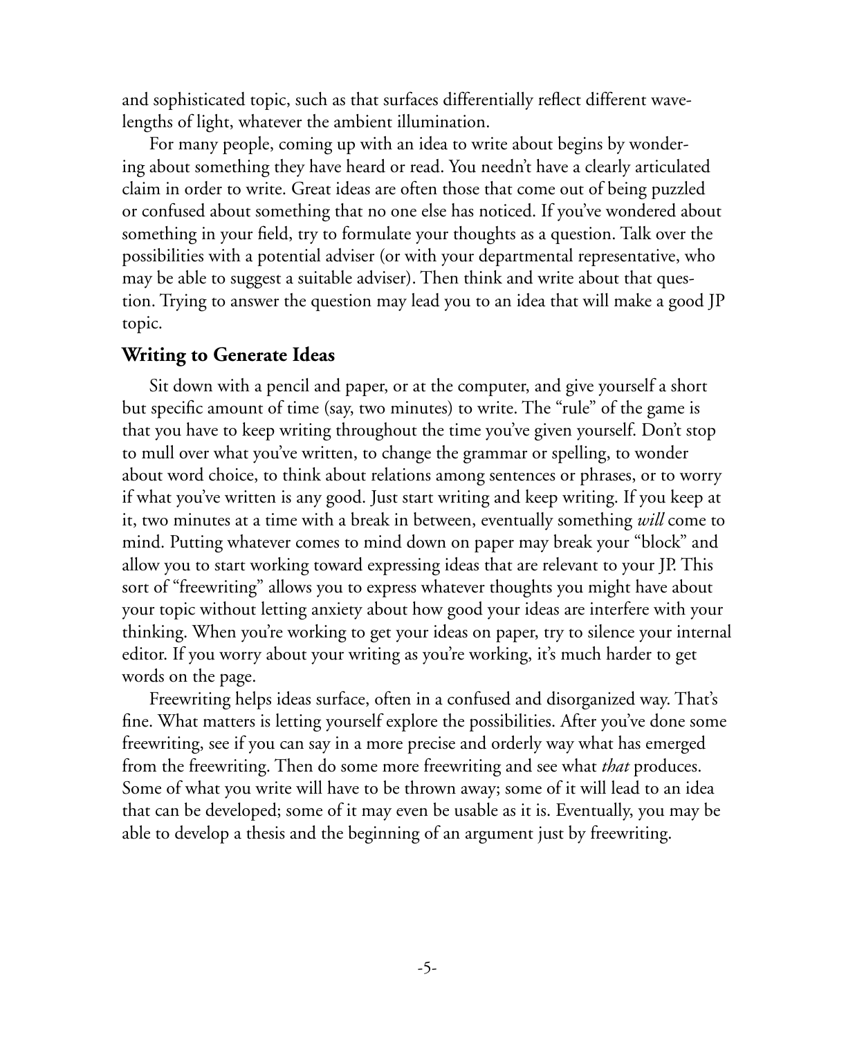and sophisticated topic, such as that surfaces differentially reflect different wavelengths of light, whatever the ambient illumination.

For many people, coming up with an idea to write about begins by wondering about something they have heard or read. You needn't have a clearly articulated claim in order to write. Great ideas are often those that come out of being puzzled or confused about something that no one else has noticed. If you've wondered about something in your field, try to formulate your thoughts as a question. Talk over the possibilities with a potential adviser (or with your departmental representative, who may be able to suggest a suitable adviser). Then think and write about that question. Trying to answer the question may lead you to an idea that will make a good JP topic.

### Writing to Generate Ideas

Sit down with a pencil and paper, or at the computer, and give yourself a short but specific amount of time (say, two minutes) to write. The "rule" of the game is that you have to keep writing throughout the time you've given yourself. Don't stop to mull over what you've written, to change the grammar or spelling, to wonder about word choice, to think about relations among sentences or phrases, or to worry if what you've written is any good. Just start writing and keep writing. If you keep at it, two minutes at a time with a break in between, eventually something *will* come to mind. Putting whatever comes to mind down on paper may break your "block" and allow you to start working toward expressing ideas that are relevant to your JP. This sort of "freewriting" allows you to express whatever thoughts you might have about your topic without letting anxiety about how good your ideas are interfere with your thinking. When you're working to get your ideas on paper, try to silence your internal editor. If you worry about your writing as you're working, it's much harder to get words on the page.

Freewriting helps ideas surface, often in a confused and disorganized way. That's fine. What matters is letting yourself explore the possibilities. After you've done some freewriting, see if you can say in a more precise and orderly way what has emerged from the freewriting. Then do some more freewriting and see what *that* produces. Some of what you write will have to be thrown away; some of it will lead to an idea that can be developed; some of it may even be usable as it is. Eventually, you may be able to develop a thesis and the beginning of an argument just by freewriting.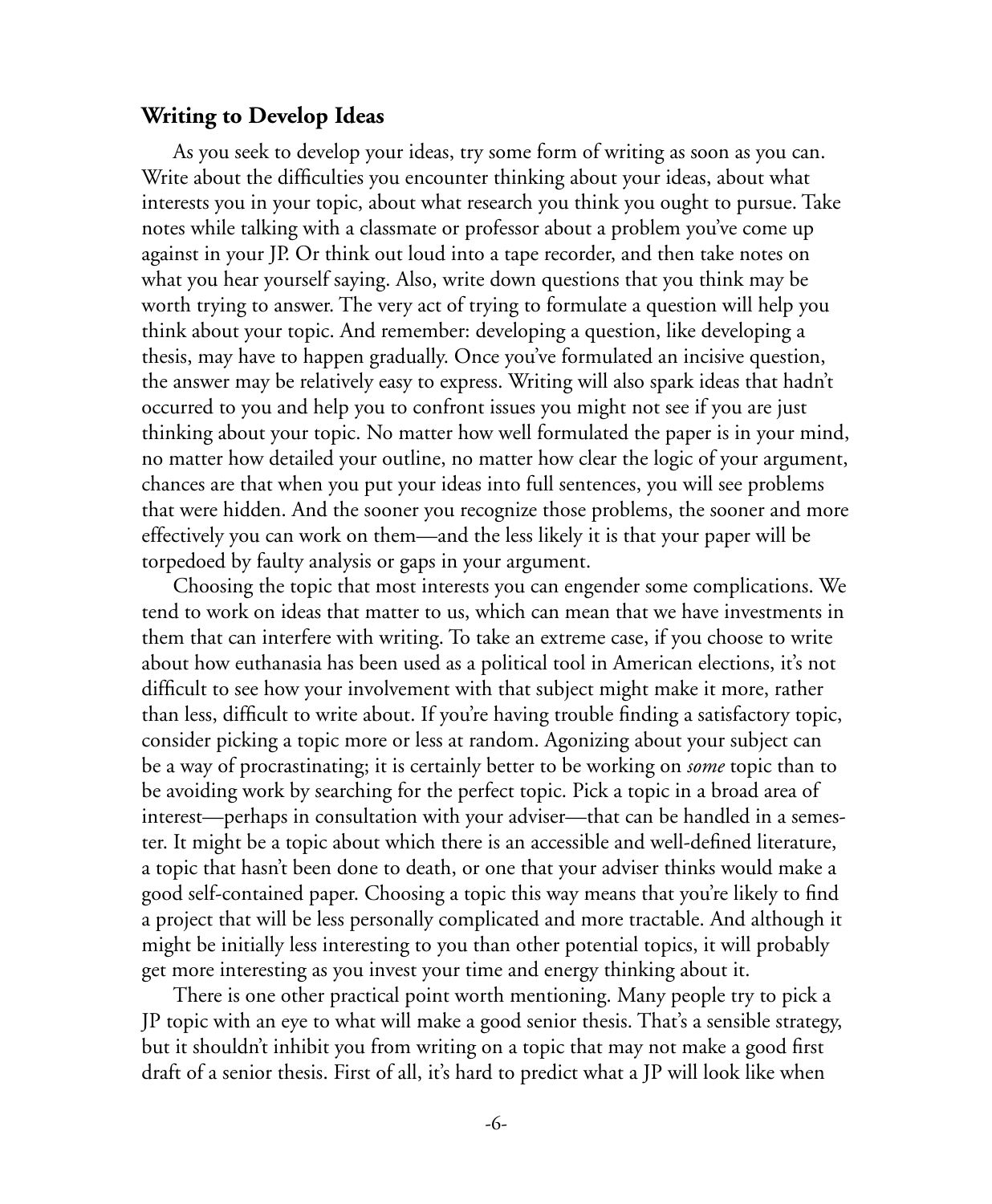### Writing to Develop Ideas

As you seek to develop your ideas, try some form of writing as soon as you can. Write about the difficulties you encounter thinking about your ideas, about what interests you in your topic, about what research you think you ought to pursue. Take notes while talking with a classmate or professor about a problem you've come up against in your JP. Or think out loud into a tape recorder, and then take notes on what you hear yourself saying. Also, write down questions that you think may be worth trying to answer. The very act of trying to formulate a question will help you think about your topic. And remember: developing a question, like developing a thesis, may have to happen gradually. Once you've formulated an incisive question, the answer may be relatively easy to express. Writing will also spark ideas that hadn't occurred to you and help you to confront issues you might not see if you are just thinking about your topic. No matter how well formulated the paper is in your mind, no matter how detailed your outline, no matter how clear the logic of your argument, chances are that when you put your ideas into full sentences, you will see problems that were hidden. And the sooner you recognize those problems, the sooner and more effectively you can work on them—and the less likely it is that your paper will be torpedoed by faulty analysis or gaps in your argument.

Choosing the topic that most interests you can engender some complications. We tend to work on ideas that matter to us, which can mean that we have investments in them that can interfere with writing. To take an extreme case, if you choose to write about how euthanasia has been used as a political tool in American elections, it's not difficult to see how your involvement with that subject might make it more, rather than less, difficult to write about. If you're having trouble finding a satisfactory topic, consider picking a topic more or less at random. Agonizing about your subject can be a way of procrastinating; it is certainly better to be working on *some* topic than to be avoiding work by searching for the perfect topic. Pick a topic in a broad area of interest—perhaps in consultation with your adviser—that can be handled in a semester. It might be a topic about which there is an accessible and well-defined literature, a topic that hasn't been done to death, or one that your adviser thinks would make a good self-contained paper. Choosing a topic this way means that you're likely to find a project that will be less personally complicated and more tractable. And although it might be initially less interesting to you than other potential topics, it will probably get more interesting as you invest your time and energy thinking about it.

There is one other practical point worth mentioning. Many people try to pick a JP topic with an eye to what will make a good senior thesis. That's a sensible strategy, but it shouldn't inhibit you from writing on a topic that may not make a good first draft of a senior thesis. First of all, it's hard to predict what a JP will look like when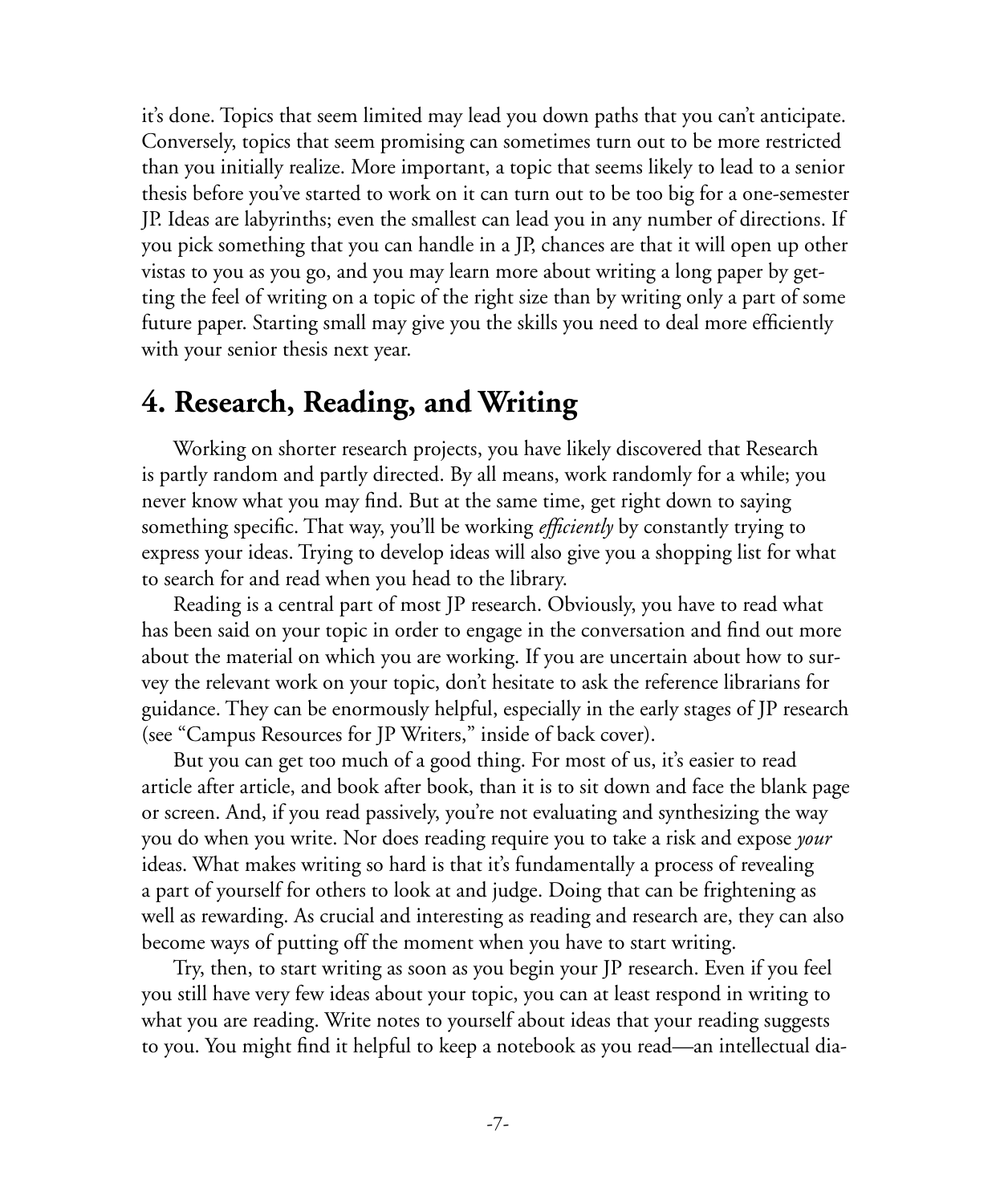it's done. Topics that seem limited may lead you down paths that you can't anticipate. Conversely, topics that seem promising can sometimes turn out to be more restricted than you initially realize. More important, a topic that seems likely to lead to a senior thesis before you've started to work on it can turn out to be too big for a one-semester JP. Ideas are labyrinths; even the smallest can lead you in any number of directions. If you pick something that you can handle in a JP, chances are that it will open up other vistas to you as you go, and you may learn more about writing a long paper by getting the feel of writing on a topic of the right size than by writing only a part of some future paper. Starting small may give you the skills you need to deal more efficiently with your senior thesis next year.

## 4. Research, Reading, and Writing

Working on shorter research projects, you have likely discovered that Research is partly random and partly directed. By all means, work randomly for a while; you never know what you may find. But at the same time, get right down to saying something specific. That way, you'll be working *efficiently* by constantly trying to express your ideas. Trying to develop ideas will also give you a shopping list for what to search for and read when you head to the library.

Reading is a central part of most JP research. Obviously, you have to read what has been said on your topic in order to engage in the conversation and find out more about the material on which you are working. If you are uncertain about how to survey the relevant work on your topic, don't hesitate to ask the reference librarians for guidance. They can be enormously helpful, especially in the early stages of JP research (see "Campus Resources for JP Writers," inside of back cover).

But you can get too much of a good thing. For most of us, it's easier to read article after article, and book after book, than it is to sit down and face the blank page or screen. And, if you read passively, you're not evaluating and synthesizing the way you do when you write. Nor does reading require you to take a risk and expose *your* ideas. What makes writing so hard is that it's fundamentally a process of revealing a part of yourself for others to look at and judge. Doing that can be frightening as well as rewarding. As crucial and interesting as reading and research are, they can also become ways of putting off the moment when you have to start writing.

Try, then, to start writing as soon as you begin your JP research. Even if you feel you still have very few ideas about your topic, you can at least respond in writing to what you are reading. Write notes to yourself about ideas that your reading suggests to you. You might find it helpful to keep a notebook as you read—an intellectual dia-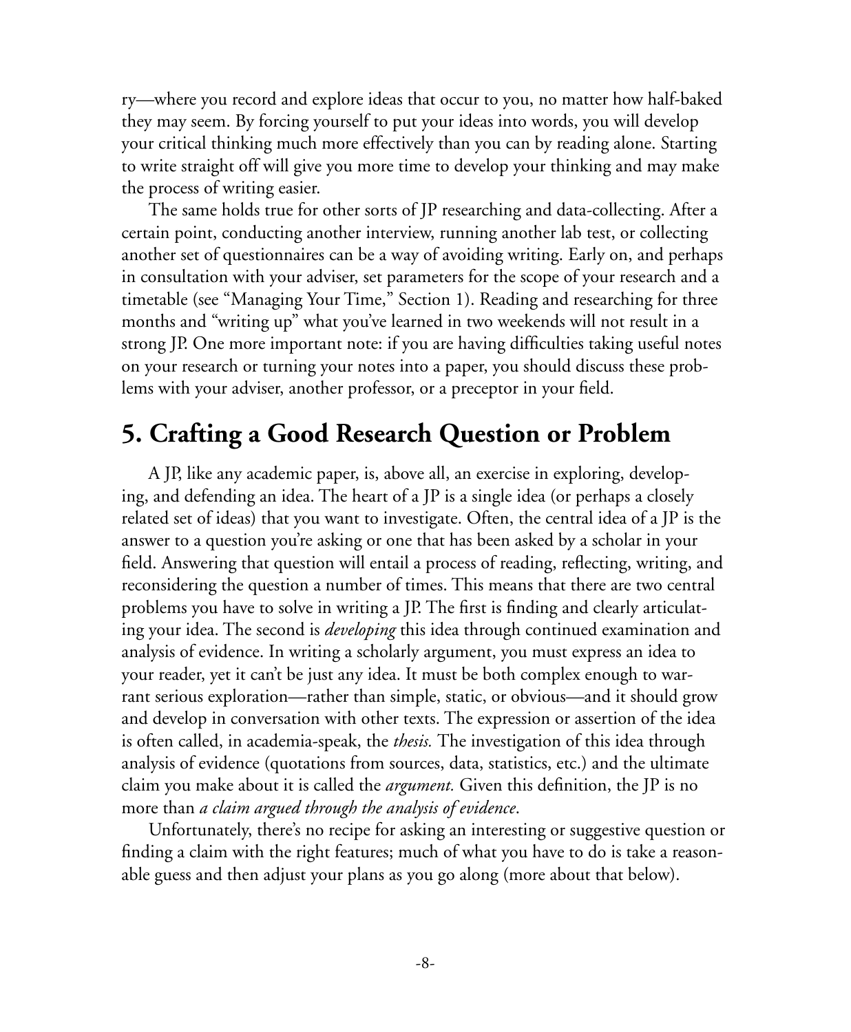ry—where you record and explore ideas that occur to you, no matter how half-baked they may seem. By forcing yourself to put your ideas into words, you will develop your critical thinking much more effectively than you can by reading alone. Starting to write straight off will give you more time to develop your thinking and may make the process of writing easier.

The same holds true for other sorts of JP researching and data-collecting. After a certain point, conducting another interview, running another lab test, or collecting another set of questionnaires can be a way of avoiding writing. Early on, and perhaps in consultation with your adviser, set parameters for the scope of your research and a timetable (see "Managing Your Time," Section 1). Reading and researching for three months and "writing up" what you've learned in two weekends will not result in a strong JP. One more important note: if you are having difficulties taking useful notes on your research or turning your notes into a paper, you should discuss these problems with your adviser, another professor, or a preceptor in your field.

## 5. Crafting a Good Research Question or Problem

A JP, like any academic paper, is, above all, an exercise in exploring, developing, and defending an idea. The heart of a JP is a single idea (or perhaps a closely related set of ideas) that you want to investigate. Often, the central idea of a JP is the answer to a question you're asking or one that has been asked by a scholar in your field. Answering that question will entail a process of reading, reflecting, writing, and reconsidering the question a number of times. This means that there are two central problems you have to solve in writing a JP. The first is finding and clearly articulating your idea. The second is *developing* this idea through continued examination and analysis of evidence. In writing a scholarly argument, you must express an idea to your reader, yet it can't be just any idea. It must be both complex enough to warrant serious exploration—rather than simple, static, or obvious—and it should grow and develop in conversation with other texts. The expression or assertion of the idea is often called, in academia-speak, the *thesis.* The investigation of this idea through analysis of evidence (quotations from sources, data, statistics, etc.) and the ultimate claim you make about it is called the *argument.* Given this definition, the JP is no more than *a claim argued through the analysis of evidence*.

Unfortunately, there's no recipe for asking an interesting or suggestive question or finding a claim with the right features; much of what you have to do is take a reasonable guess and then adjust your plans as you go along (more about that below).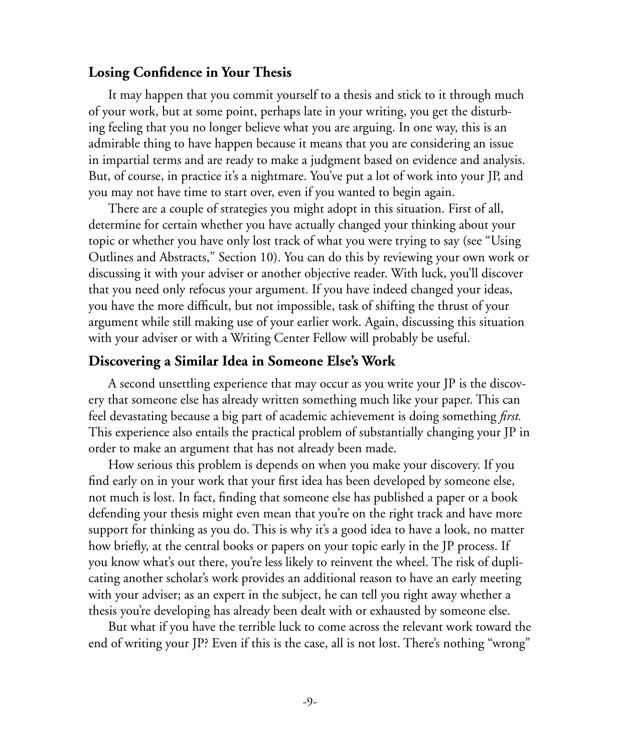## Losing Confidence in Your Thesis

It may happen that you commit yourself to a thesis and stick to it through much of your work, but at some point, perhaps late in your writing, you get the disturbing feeling that you no longer believe what you are arguing. In one way, this is an admirable thing to have happen because it means that you are considering an issue in impartial terms and are ready to make a judgment based on evidence and analysis. But, of course, in practice it's a nightmare. You've put a lot of work into your JP, and you may not have time to start over, even if you wanted to begin again.

There are a couple of strategies you might adopt in this situation. First of all, determine for certain whether you have actually changed your thinking about your topic or whether you have only lost track of what you were trying to say (see "Using Outlines and Abstracts," Section 10). You can do this by reviewing your own work or discussing it with your adviser or another objective reader. With luck, you'll discover that you need only refocus your argument. If you have indeed changed your ideas, you have the more difficult, but not impossible, task of shifting the thrust of your argument while still making use of your earlier work. Again, discussing this situation with your adviser or with a Writing Center Fellow will probably be useful.

## Discovering a Similar Idea in Someone Else's Work

A second unsettling experience that may occur as you write your JP is the discovery that someone else has already written something much like your paper. This can feel devastating because a big part of academic achievement is doing something *first.* This experience also entails the practical problem of substantially changing your JP in order to make an argument that has not already been made.

How serious this problem is depends on when you make your discovery. If you find early on in your work that your first idea has been developed by someone else, not much is lost. In fact, finding that someone else has published a paper or a book defending your thesis might even mean that you're on the right track and have more support for thinking as you do. This is why it's a good idea to have a look, no matter how briefly, at the central books or papers on your topic early in the JP process. If you know what's out there, you're less likely to reinvent the wheel. The risk of duplicating another scholar's work provides an additional reason to have an early meeting with your adviser; as an expert in the subject, he can tell you right away whether a thesis you're developing has already been dealt with or exhausted by someone else.

But what if you have the terrible luck to come across the relevant work toward the end of writing your JP? Even if this is the case, all is not lost. There's nothing "wrong"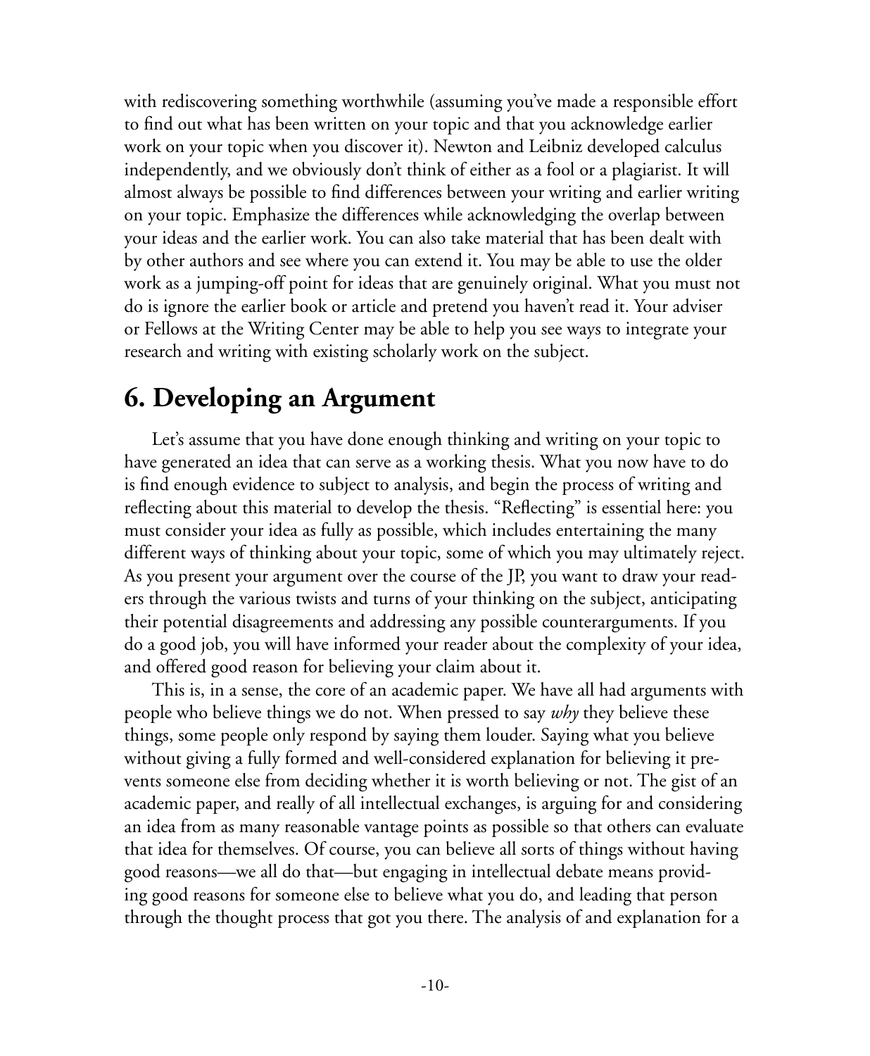with rediscovering something worthwhile (assuming you've made a responsible effort to find out what has been written on your topic and that you acknowledge earlier work on your topic when you discover it). Newton and Leibniz developed calculus independently, and we obviously don't think of either as a fool or a plagiarist. It will almost always be possible to find differences between your writing and earlier writing on your topic. Emphasize the differences while acknowledging the overlap between your ideas and the earlier work. You can also take material that has been dealt with by other authors and see where you can extend it. You may be able to use the older work as a jumping-off point for ideas that are genuinely original. What you must not do is ignore the earlier book or article and pretend you haven't read it. Your adviser or Fellows at the Writing Center may be able to help you see ways to integrate your research and writing with existing scholarly work on the subject.

## 6. Developing an Argument

Let's assume that you have done enough thinking and writing on your topic to have generated an idea that can serve as a working thesis. What you now have to do is find enough evidence to subject to analysis, and begin the process of writing and reflecting about this material to develop the thesis. "Reflecting" is essential here: you must consider your idea as fully as possible, which includes entertaining the many different ways of thinking about your topic, some of which you may ultimately reject. As you present your argument over the course of the JP, you want to draw your readers through the various twists and turns of your thinking on the subject, anticipating their potential disagreements and addressing any possible counterarguments. If you do a good job, you will have informed your reader about the complexity of your idea, and offered good reason for believing your claim about it.

This is, in a sense, the core of an academic paper. We have all had arguments with people who believe things we do not. When pressed to say *why* they believe these things, some people only respond by saying them louder. Saying what you believe without giving a fully formed and well-considered explanation for believing it prevents someone else from deciding whether it is worth believing or not. The gist of an academic paper, and really of all intellectual exchanges, is arguing for and considering an idea from as many reasonable vantage points as possible so that others can evaluate that idea for themselves. Of course, you can believe all sorts of things without having good reasons—we all do that—but engaging in intellectual debate means providing good reasons for someone else to believe what you do, and leading that person through the thought process that got you there. The analysis of and explanation for a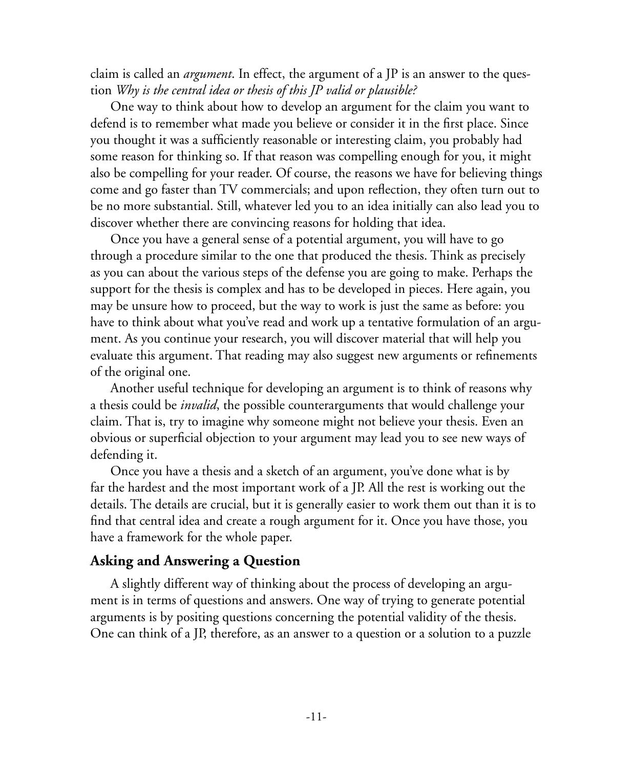claim is called an *argument*. In effect, the argument of a JP is an answer to the question *Why is the central idea or thesis of this JP valid or plausible?*

One way to think about how to develop an argument for the claim you want to defend is to remember what made you believe or consider it in the first place. Since you thought it was a sufficiently reasonable or interesting claim, you probably had some reason for thinking so. If that reason was compelling enough for you, it might also be compelling for your reader. Of course, the reasons we have for believing things come and go faster than TV commercials; and upon reflection, they often turn out to be no more substantial. Still, whatever led you to an idea initially can also lead you to discover whether there are convincing reasons for holding that idea.

Once you have a general sense of a potential argument, you will have to go through a procedure similar to the one that produced the thesis. Think as precisely as you can about the various steps of the defense you are going to make. Perhaps the support for the thesis is complex and has to be developed in pieces. Here again, you may be unsure how to proceed, but the way to work is just the same as before: you have to think about what you've read and work up a tentative formulation of an argument. As you continue your research, you will discover material that will help you evaluate this argument. That reading may also suggest new arguments or refinements of the original one.

Another useful technique for developing an argument is to think of reasons why a thesis could be *invalid*, the possible counterarguments that would challenge your claim. That is, try to imagine why someone might not believe your thesis. Even an obvious or superficial objection to your argument may lead you to see new ways of defending it.

Once you have a thesis and a sketch of an argument, you've done what is by far the hardest and the most important work of a JP. All the rest is working out the details. The details are crucial, but it is generally easier to work them out than it is to find that central idea and create a rough argument for it. Once you have those, you have a framework for the whole paper.

## Asking and Answering a Question

A slightly different way of thinking about the process of developing an argument is in terms of questions and answers. One way of trying to generate potential arguments is by positing questions concerning the potential validity of the thesis. One can think of a JP, therefore, as an answer to a question or a solution to a puzzle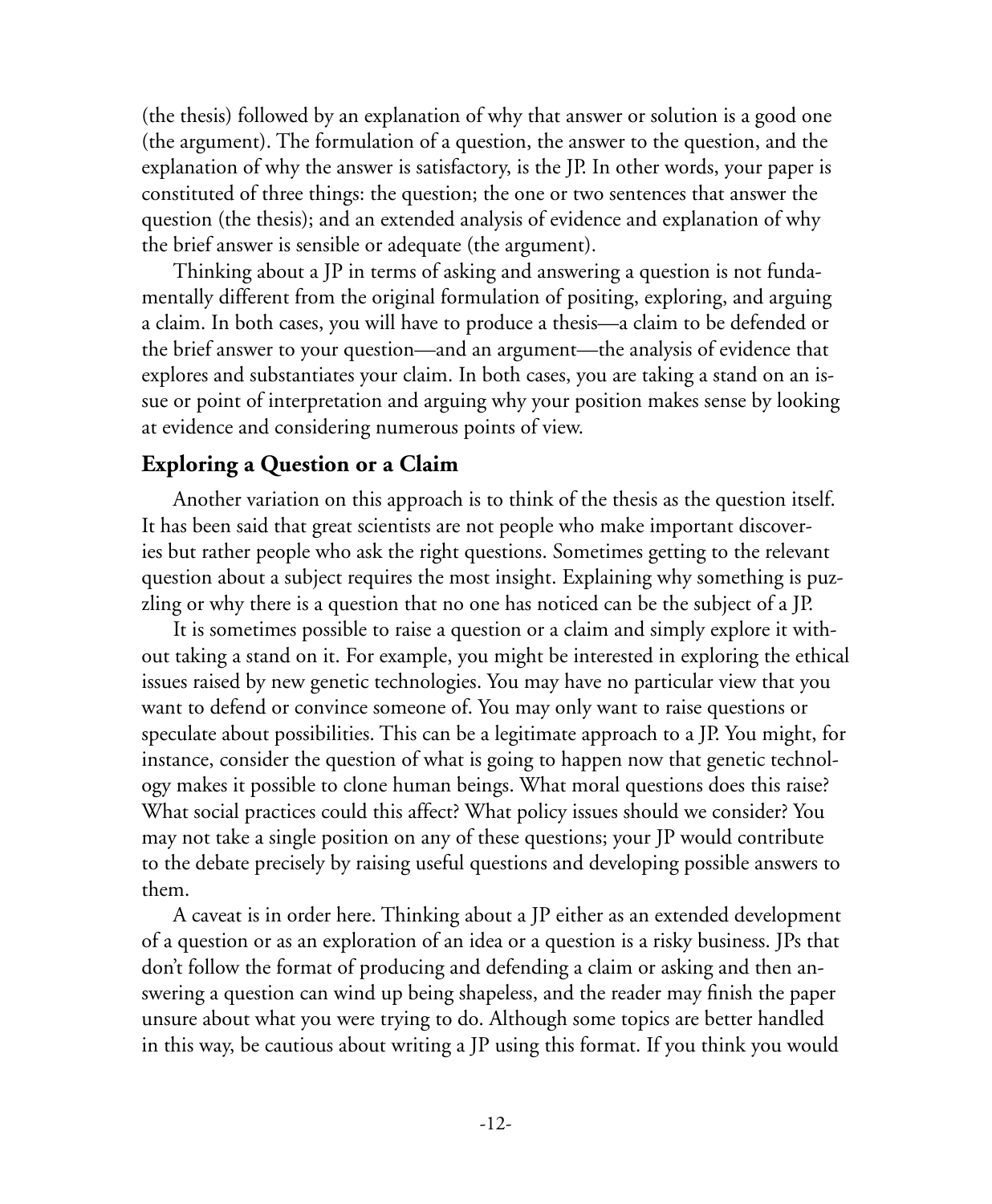(the thesis) followed by an explanation of why that answer or solution is a good one (the argument). The formulation of a question, the answer to the question, and the explanation of why the answer is satisfactory, is the JP. In other words, your paper is constituted of three things: the question; the one or two sentences that answer the question (the thesis); and an extended analysis of evidence and explanation of why the brief answer is sensible or adequate (the argument).

Thinking about a JP in terms of asking and answering a question is not fundamentally different from the original formulation of positing, exploring, and arguing a claim. In both cases, you will have to produce a thesis—a claim to be defended or the brief answer to your question—and an argument—the analysis of evidence that explores and substantiates your claim. In both cases, you are taking a stand on an issue or point of interpretation and arguing why your position makes sense by looking at evidence and considering numerous points of view.

### Exploring a Question or a Claim

Another variation on this approach is to think of the thesis as the question itself. It has been said that great scientists are not people who make important discoveries but rather people who ask the right questions. Sometimes getting to the relevant question about a subject requires the most insight. Explaining why something is puzzling or why there is a question that no one has noticed can be the subject of a JP.

It is sometimes possible to raise a question or a claim and simply explore it without taking a stand on it. For example, you might be interested in exploring the ethical issues raised by new genetic technologies. You may have no particular view that you want to defend or convince someone of. You may only want to raise questions or speculate about possibilities. This can be a legitimate approach to a JP. You might, for instance, consider the question of what is going to happen now that genetic technology makes it possible to clone human beings. What moral questions does this raise? What social practices could this affect? What policy issues should we consider? You may not take a single position on any of these questions; your JP would contribute to the debate precisely by raising useful questions and developing possible answers to them.

A caveat is in order here. Thinking about a JP either as an extended development of a question or as an exploration of an idea or a question is a risky business. JPs that don't follow the format of producing and defending a claim or asking and then answering a question can wind up being shapeless, and the reader may finish the paper unsure about what you were trying to do. Although some topics are better handled in this way, be cautious about writing a JP using this format. If you think you would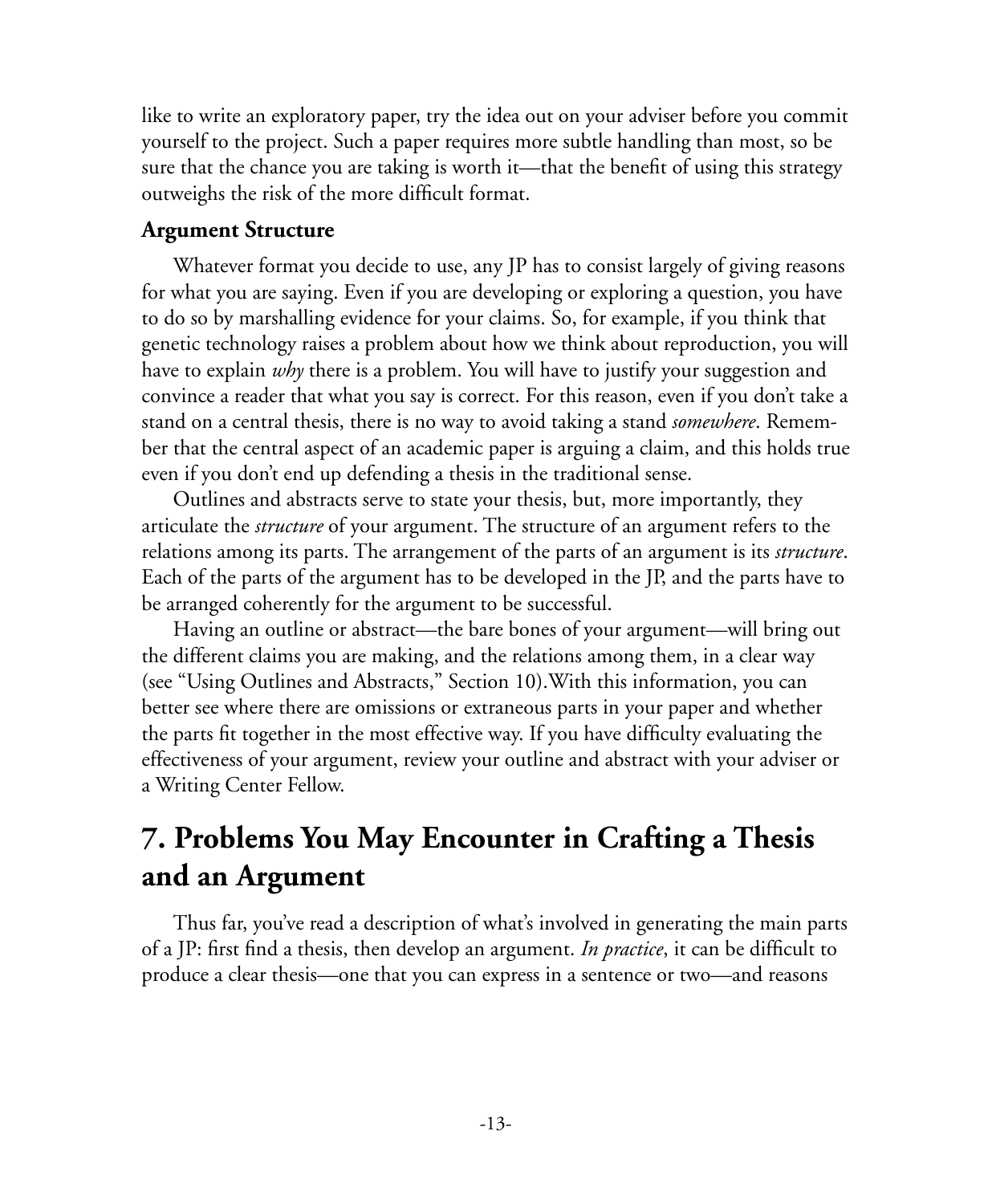like to write an exploratory paper, try the idea out on your adviser before you commit yourself to the project. Such a paper requires more subtle handling than most, so be sure that the chance you are taking is worth it—that the benefit of using this strategy outweighs the risk of the more difficult format.

### Argument Structure

Whatever format you decide to use, any JP has to consist largely of giving reasons for what you are saying. Even if you are developing or exploring a question, you have to do so by marshalling evidence for your claims. So, for example, if you think that genetic technology raises a problem about how we think about reproduction, you will have to explain *why* there is a problem. You will have to justify your suggestion and convince a reader that what you say is correct. For this reason, even if you don't take a stand on a central thesis, there is no way to avoid taking a stand *somewhere*. Remember that the central aspect of an academic paper is arguing a claim, and this holds true even if you don't end up defending a thesis in the traditional sense.

Outlines and abstracts serve to state your thesis, but, more importantly, they articulate the *structure* of your argument. The structure of an argument refers to the relations among its parts. The arrangement of the parts of an argument is its *structure*. Each of the parts of the argument has to be developed in the JP, and the parts have to be arranged coherently for the argument to be successful.

Having an outline or abstract—the bare bones of your argument—will bring out the different claims you are making, and the relations among them, in a clear way (see "Using Outlines and Abstracts," Section 10).With this information, you can better see where there are omissions or extraneous parts in your paper and whether the parts fit together in the most effective way. If you have difficulty evaluating the effectiveness of your argument, review your outline and abstract with your adviser or a Writing Center Fellow.

## 7. Problems You May Encounter in Crafting a Thesis and an Argument

Thus far, you've read a description of what's involved in generating the main parts of a JP: first find a thesis, then develop an argument. *In practice*, it can be difficult to produce a clear thesis—one that you can express in a sentence or two—and reasons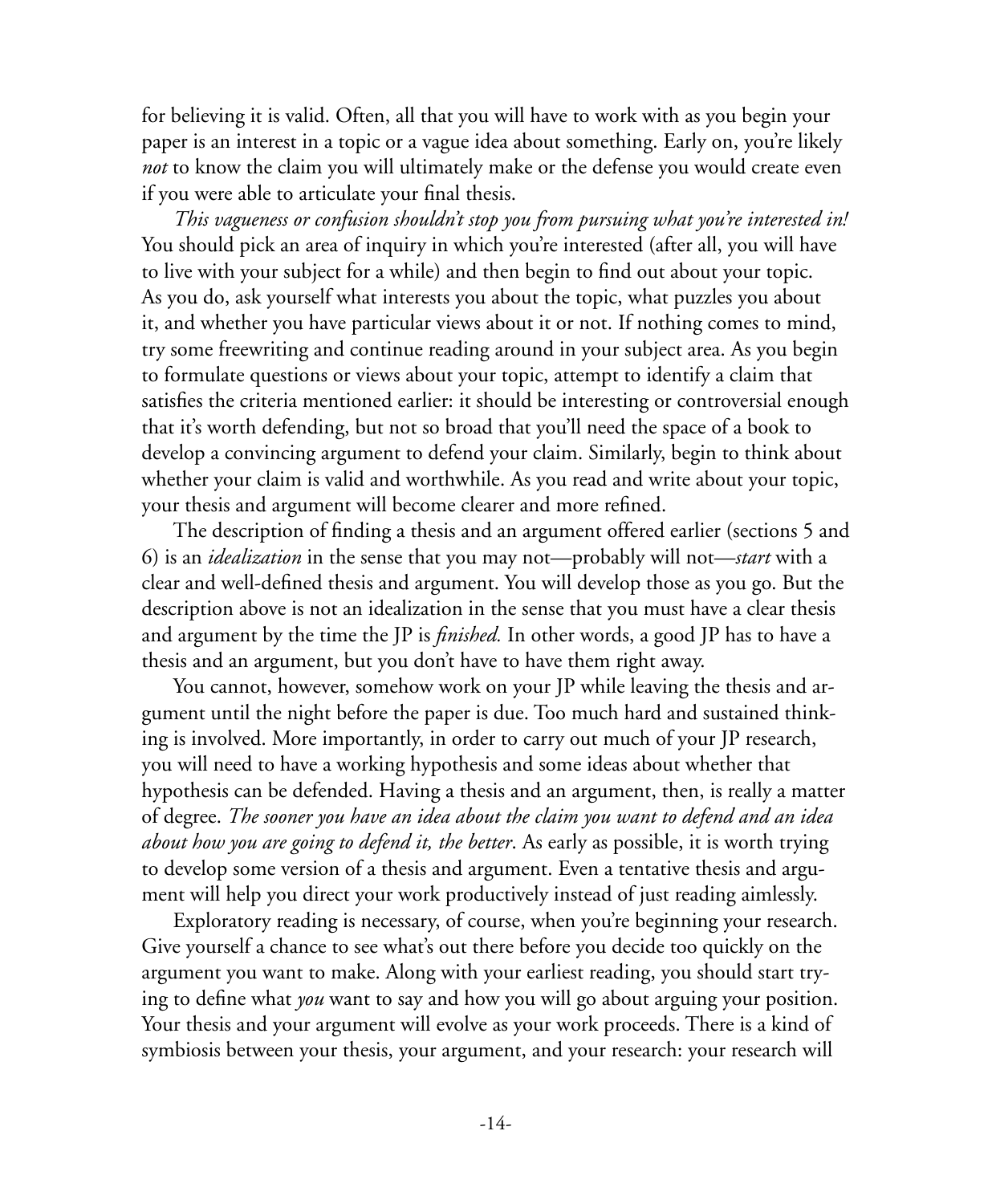for believing it is valid. Often, all that you will have to work with as you begin your paper is an interest in a topic or a vague idea about something. Early on, you're likely *not* to know the claim you will ultimately make or the defense you would create even if you were able to articulate your final thesis.

*This vagueness or confusion shouldn't stop you from pursuing what you're interested in!* You should pick an area of inquiry in which you're interested (after all, you will have to live with your subject for a while) and then begin to find out about your topic. As you do, ask yourself what interests you about the topic, what puzzles you about it, and whether you have particular views about it or not. If nothing comes to mind, try some freewriting and continue reading around in your subject area. As you begin to formulate questions or views about your topic, attempt to identify a claim that satisfies the criteria mentioned earlier: it should be interesting or controversial enough that it's worth defending, but not so broad that you'll need the space of a book to develop a convincing argument to defend your claim. Similarly, begin to think about whether your claim is valid and worthwhile. As you read and write about your topic, your thesis and argument will become clearer and more refined.

The description of finding a thesis and an argument offered earlier (sections 5 and 6) is an *idealization* in the sense that you may not—probably will not—*start* with a clear and well-defined thesis and argument. You will develop those as you go. But the description above is not an idealization in the sense that you must have a clear thesis and argument by the time the JP is *finished.* In other words, a good JP has to have a thesis and an argument, but you don't have to have them right away.

You cannot, however, somehow work on your JP while leaving the thesis and argument until the night before the paper is due. Too much hard and sustained thinking is involved. More importantly, in order to carry out much of your JP research, you will need to have a working hypothesis and some ideas about whether that hypothesis can be defended. Having a thesis and an argument, then, is really a matter of degree. *The sooner you have an idea about the claim you want to defend and an idea about how you are going to defend it, the better*. As early as possible, it is worth trying to develop some version of a thesis and argument. Even a tentative thesis and argument will help you direct your work productively instead of just reading aimlessly.

Exploratory reading is necessary, of course, when you're beginning your research. Give yourself a chance to see what's out there before you decide too quickly on the argument you want to make. Along with your earliest reading, you should start trying to define what *you* want to say and how you will go about arguing your position. Your thesis and your argument will evolve as your work proceeds. There is a kind of symbiosis between your thesis, your argument, and your research: your research will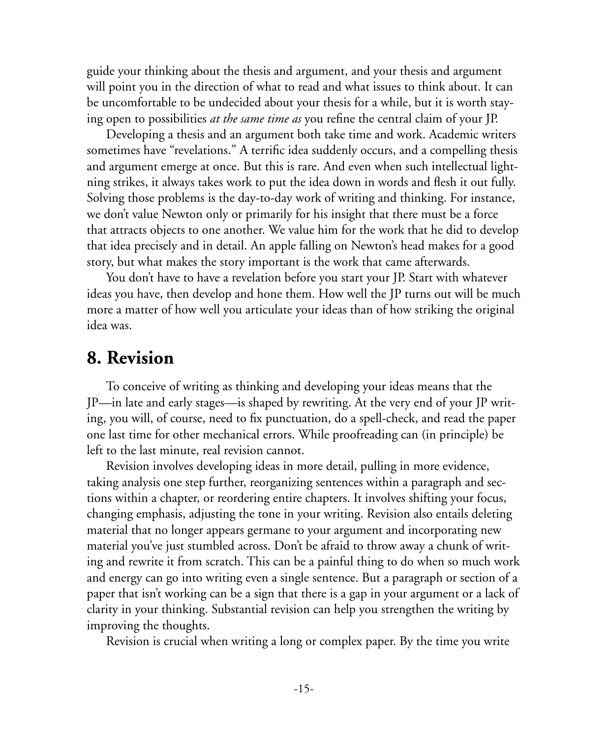guide your thinking about the thesis and argument, and your thesis and argument will point you in the direction of what to read and what issues to think about. It can be uncomfortable to be undecided about your thesis for a while, but it is worth staying open to possibilities *at the same time as* you refine the central claim of your JP.

Developing a thesis and an argument both take time and work. Academic writers sometimes have "revelations." A terrific idea suddenly occurs, and a compelling thesis and argument emerge at once. But this is rare. And even when such intellectual lightning strikes, it always takes work to put the idea down in words and flesh it out fully. Solving those problems is the day-to-day work of writing and thinking. For instance, we don't value Newton only or primarily for his insight that there must be a force that attracts objects to one another. We value him for the work that he did to develop that idea precisely and in detail. An apple falling on Newton's head makes for a good story, but what makes the story important is the work that came afterwards.

You don't have to have a revelation before you start your JP. Start with whatever ideas you have, then develop and hone them. How well the JP turns out will be much more a matter of how well you articulate your ideas than of how striking the original idea was.

## 8. Revision

To conceive of writing as thinking and developing your ideas means that the JP—in late and early stages—is shaped by rewriting. At the very end of your JP writing, you will, of course, need to fix punctuation, do a spell-check, and read the paper one last time for other mechanical errors. While proofreading can (in principle) be left to the last minute, real revision cannot.

Revision involves developing ideas in more detail, pulling in more evidence, taking analysis one step further, reorganizing sentences within a paragraph and sections within a chapter, or reordering entire chapters. It involves shifting your focus, changing emphasis, adjusting the tone in your writing. Revision also entails deleting material that no longer appears germane to your argument and incorporating new material you've just stumbled across. Don't be afraid to throw away a chunk of writing and rewrite it from scratch. This can be a painful thing to do when so much work and energy can go into writing even a single sentence. But a paragraph or section of a paper that isn't working can be a sign that there is a gap in your argument or a lack of clarity in your thinking. Substantial revision can help you strengthen the writing by improving the thoughts.

Revision is crucial when writing a long or complex paper. By the time you write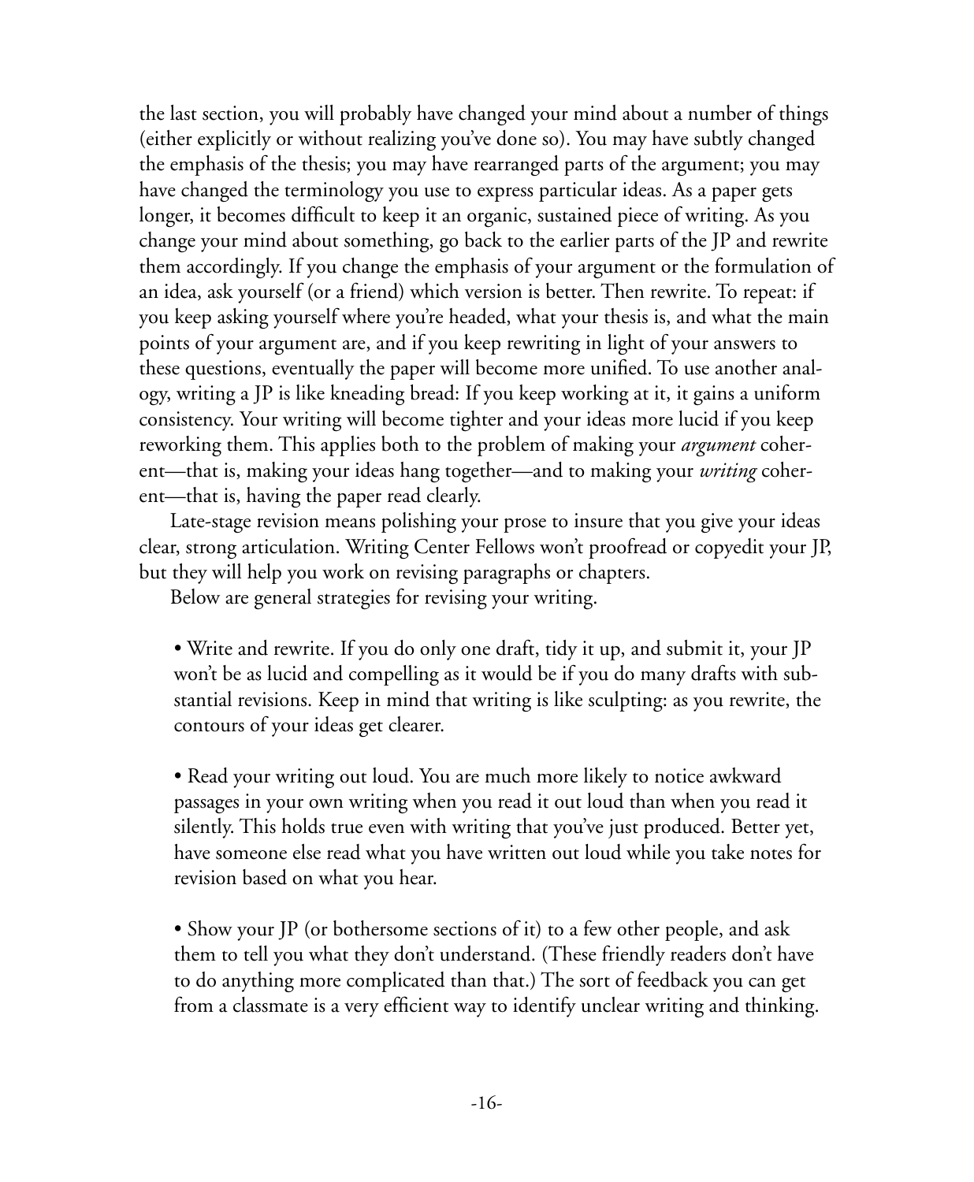the last section, you will probably have changed your mind about a number of things (either explicitly or without realizing you've done so). You may have subtly changed the emphasis of the thesis; you may have rearranged parts of the argument; you may have changed the terminology you use to express particular ideas. As a paper gets longer, it becomes difficult to keep it an organic, sustained piece of writing. As you change your mind about something, go back to the earlier parts of the JP and rewrite them accordingly. If you change the emphasis of your argument or the formulation of an idea, ask yourself (or a friend) which version is better. Then rewrite. To repeat: if you keep asking yourself where you're headed, what your thesis is, and what the main points of your argument are, and if you keep rewriting in light of your answers to these questions, eventually the paper will become more unified. To use another analogy, writing a JP is like kneading bread: If you keep working at it, it gains a uniform consistency. Your writing will become tighter and your ideas more lucid if you keep reworking them. This applies both to the problem of making your *argument* coherent—that is, making your ideas hang together—and to making your *writing* coherent—that is, having the paper read clearly.

Late-stage revision means polishing your prose to insure that you give your ideas clear, strong articulation. Writing Center Fellows won't proofread or copyedit your JP, but they will help you work on revising paragraphs or chapters.

Below are general strategies for revising your writing.

- Write and rewrite. If you do only one draft, tidy it up, and submit it, your JP won't be as lucid and compelling as it would be if you do many drafts with substantial revisions. Keep in mind that writing is like sculpting: as you rewrite, the contours of your ideas get clearer.

- Read your writing out loud. You are much more likely to notice awkward passages in your own writing when you read it out loud than when you read it silently. This holds true even with writing that you've just produced. Better yet, have someone else read what you have written out loud while you take notes for revision based on what you hear.

- Show your JP (or bothersome sections of it) to a few other people, and ask them to tell you what they don't understand. (These friendly readers don't have to do anything more complicated than that.) The sort of feedback you can get from a classmate is a very efficient way to identify unclear writing and thinking.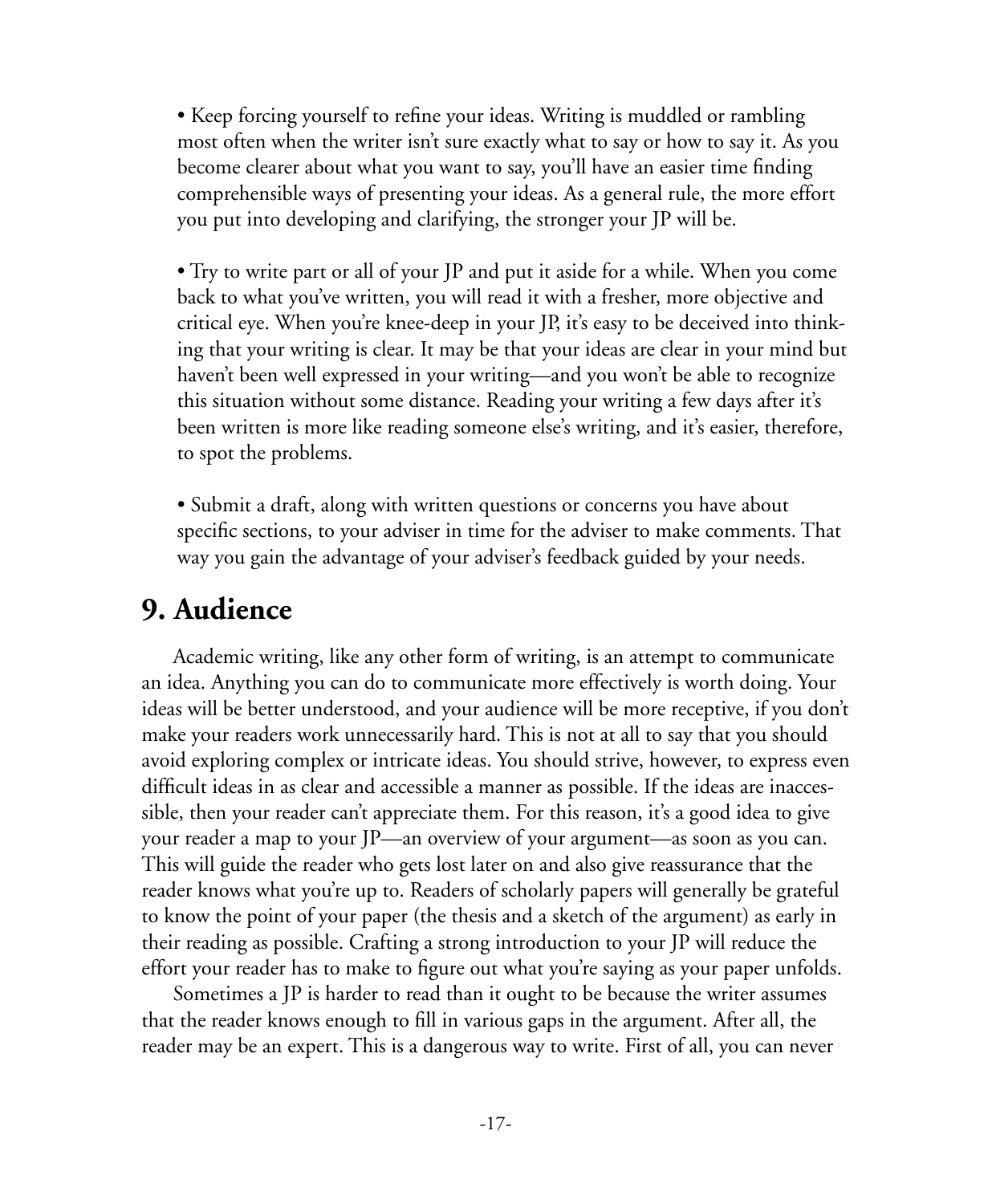- Keep forcing yourself to refine your ideas. Writing is muddled or rambling most often when the writer isn't sure exactly what to say or how to say it. As you become clearer about what you want to say, you'll have an easier time finding comprehensible ways of presenting your ideas. As a general rule, the more effort you put into developing and clarifying, the stronger your JP will be.

- Try to write part or all of your JP and put it aside for a while. When you come back to what you've written, you will read it with a fresher, more objective and critical eye. When you're knee-deep in your JP, it's easy to be deceived into thinking that your writing is clear. It may be that your ideas are clear in your mind but haven't been well expressed in your writing—and you won't be able to recognize this situation without some distance. Reading your writing a few days after it's been written is more like reading someone else's writing, and it's easier, therefore, to spot the problems.

- Submit a draft, along with written questions or concerns you have about specific sections, to your adviser in time for the adviser to make comments. That way you gain the advantage of your adviser's feedback guided by your needs.

## 9. Audience

Academic writing, like any other form of writing, is an attempt to communicate an idea. Anything you can do to communicate more effectively is worth doing. Your ideas will be better understood, and your audience will be more receptive, if you don't make your readers work unnecessarily hard. This is not at all to say that you should avoid exploring complex or intricate ideas. You should strive, however, to express even difficult ideas in as clear and accessible a manner as possible. If the ideas are inaccessible, then your reader can't appreciate them. For this reason, it's a good idea to give your reader a map to your JP—an overview of your argument—as soon as you can. This will guide the reader who gets lost later on and also give reassurance that the reader knows what you're up to. Readers of scholarly papers will generally be grateful to know the point of your paper (the thesis and a sketch of the argument) as early in their reading as possible. Crafting a strong introduction to your JP will reduce the effort your reader has to make to figure out what you're saying as your paper unfolds.

Sometimes a JP is harder to read than it ought to be because the writer assumes that the reader knows enough to fill in various gaps in the argument. After all, the reader may be an expert. This is a dangerous way to write. First of all, you can never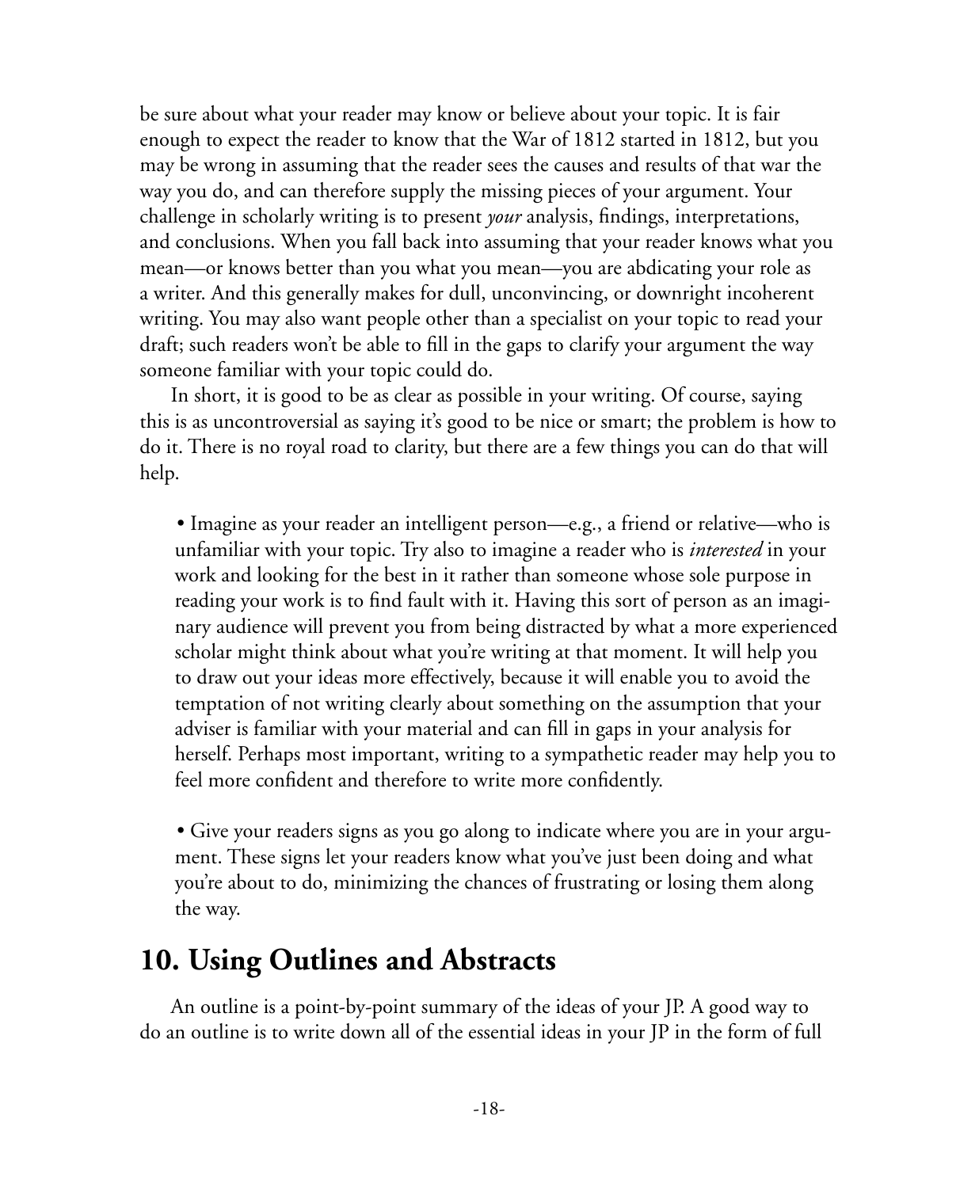be sure about what your reader may know or believe about your topic. It is fair enough to expect the reader to know that the War of 1812 started in 1812, but you may be wrong in assuming that the reader sees the causes and results of that war the way you do, and can therefore supply the missing pieces of your argument. Your challenge in scholarly writing is to present *your* analysis, findings, interpretations, and conclusions. When you fall back into assuming that your reader knows what you mean—or knows better than you what you mean—you are abdicating your role as a writer. And this generally makes for dull, unconvincing, or downright incoherent writing. You may also want people other than a specialist on your topic to read your draft; such readers won't be able to fill in the gaps to clarify your argument the way someone familiar with your topic could do.

In short, it is good to be as clear as possible in your writing. Of course, saying this is as uncontroversial as saying it's good to be nice or smart; the problem is how to do it. There is no royal road to clarity, but there are a few things you can do that will help.

- Imagine as your reader an intelligent person—e.g., a friend or relative—who is unfamiliar with your topic. Try also to imagine a reader who is *interested* in your work and looking for the best in it rather than someone whose sole purpose in reading your work is to find fault with it. Having this sort of person as an imaginary audience will prevent you from being distracted by what a more experienced scholar might think about what you're writing at that moment. It will help you to draw out your ideas more effectively, because it will enable you to avoid the temptation of not writing clearly about something on the assumption that your adviser is familiar with your material and can fill in gaps in your analysis for herself. Perhaps most important, writing to a sympathetic reader may help you to feel more confident and therefore to write more confidently.

- Give your readers signs as you go along to indicate where you are in your argument. These signs let your readers know what you've just been doing and what you're about to do, minimizing the chances of frustrating or losing them along the way.

## 10. Using Outlines and Abstracts

An outline is a point-by-point summary of the ideas of your JP. A good way to do an outline is to write down all of the essential ideas in your JP in the form of full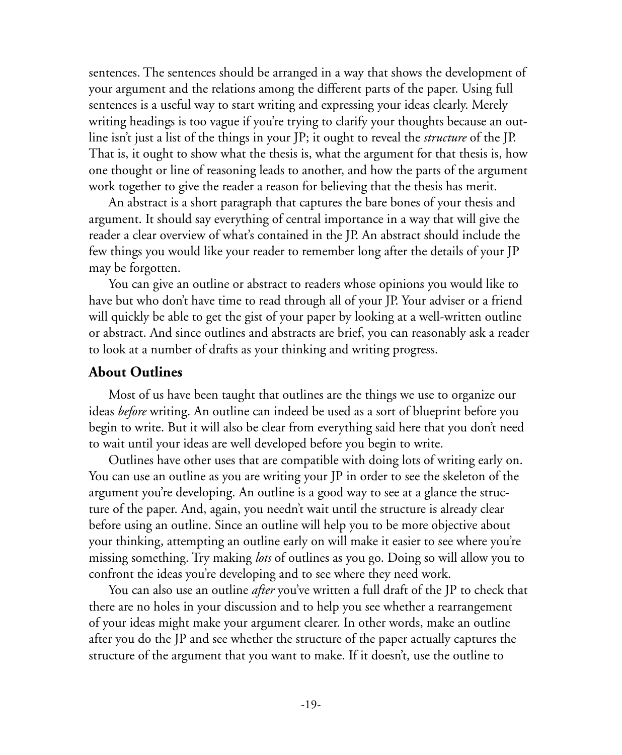sentences. The sentences should be arranged in a way that shows the development of your argument and the relations among the different parts of the paper. Using full sentences is a useful way to start writing and expressing your ideas clearly. Merely writing headings is too vague if you're trying to clarify your thoughts because an outline isn't just a list of the things in your JP; it ought to reveal the *structure* of the JP. That is, it ought to show what the thesis is, what the argument for that thesis is, how one thought or line of reasoning leads to another, and how the parts of the argument work together to give the reader a reason for believing that the thesis has merit.

An abstract is a short paragraph that captures the bare bones of your thesis and argument. It should say everything of central importance in a way that will give the reader a clear overview of what's contained in the JP. An abstract should include the few things you would like your reader to remember long after the details of your JP may be forgotten.

You can give an outline or abstract to readers whose opinions you would like to have but who don't have time to read through all of your JP. Your adviser or a friend will quickly be able to get the gist of your paper by looking at a well-written outline or abstract. And since outlines and abstracts are brief, you can reasonably ask a reader to look at a number of drafts as your thinking and writing progress.

## About Outlines

Most of us have been taught that outlines are the things we use to organize our ideas *before* writing. An outline can indeed be used as a sort of blueprint before you begin to write. But it will also be clear from everything said here that you don't need to wait until your ideas are well developed before you begin to write.

Outlines have other uses that are compatible with doing lots of writing early on. You can use an outline as you are writing your JP in order to see the skeleton of the argument you're developing. An outline is a good way to see at a glance the structure of the paper. And, again, you needn't wait until the structure is already clear before using an outline. Since an outline will help you to be more objective about your thinking, attempting an outline early on will make it easier to see where you're missing something. Try making *lots* of outlines as you go. Doing so will allow you to confront the ideas you're developing and to see where they need work.

You can also use an outline *after* you've written a full draft of the JP to check that there are no holes in your discussion and to help you see whether a rearrangement of your ideas might make your argument clearer. In other words, make an outline after you do the JP and see whether the structure of the paper actually captures the structure of the argument that you want to make. If it doesn't, use the outline to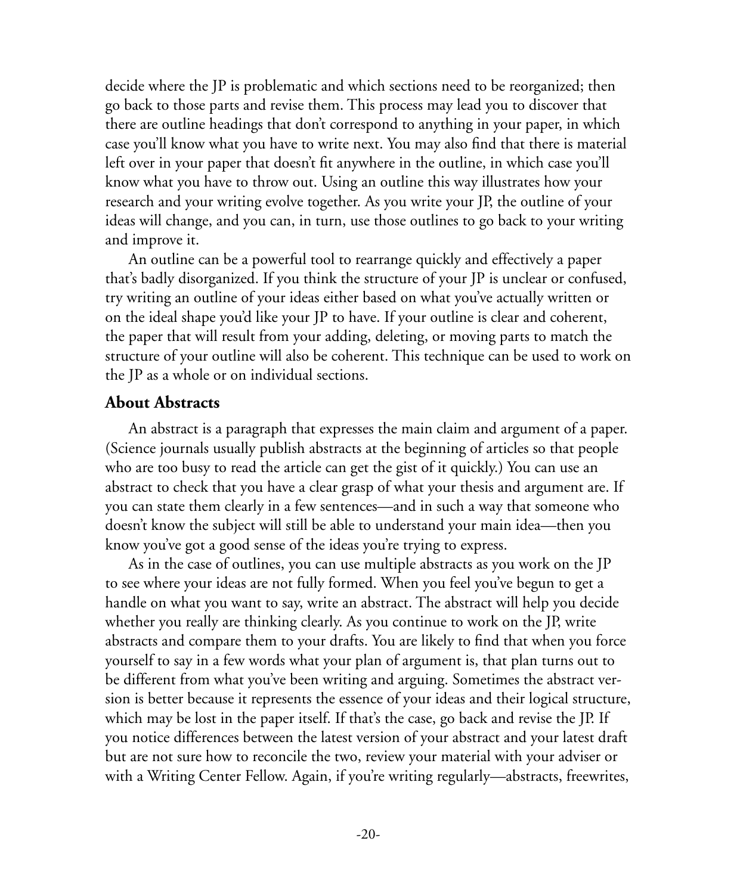decide where the JP is problematic and which sections need to be reorganized; then go back to those parts and revise them. This process may lead you to discover that there are outline headings that don't correspond to anything in your paper, in which case you'll know what you have to write next. You may also find that there is material left over in your paper that doesn't fit anywhere in the outline, in which case you'll know what you have to throw out. Using an outline this way illustrates how your research and your writing evolve together. As you write your JP, the outline of your ideas will change, and you can, in turn, use those outlines to go back to your writing and improve it.

An outline can be a powerful tool to rearrange quickly and effectively a paper that's badly disorganized. If you think the structure of your JP is unclear or confused, try writing an outline of your ideas either based on what you've actually written or on the ideal shape you'd like your JP to have. If your outline is clear and coherent, the paper that will result from your adding, deleting, or moving parts to match the structure of your outline will also be coherent. This technique can be used to work on the JP as a whole or on individual sections.

### About Abstracts

An abstract is a paragraph that expresses the main claim and argument of a paper. (Science journals usually publish abstracts at the beginning of articles so that people who are too busy to read the article can get the gist of it quickly.) You can use an abstract to check that you have a clear grasp of what your thesis and argument are. If you can state them clearly in a few sentences—and in such a way that someone who doesn't know the subject will still be able to understand your main idea—then you know you've got a good sense of the ideas you're trying to express.

As in the case of outlines, you can use multiple abstracts as you work on the JP to see where your ideas are not fully formed. When you feel you've begun to get a handle on what you want to say, write an abstract. The abstract will help you decide whether you really are thinking clearly. As you continue to work on the JP, write abstracts and compare them to your drafts. You are likely to find that when you force yourself to say in a few words what your plan of argument is, that plan turns out to be different from what you've been writing and arguing. Sometimes the abstract version is better because it represents the essence of your ideas and their logical structure, which may be lost in the paper itself. If that's the case, go back and revise the JP. If you notice differences between the latest version of your abstract and your latest draft but are not sure how to reconcile the two, review your material with your adviser or with a Writing Center Fellow. Again, if you're writing regularly—abstracts, freewrites,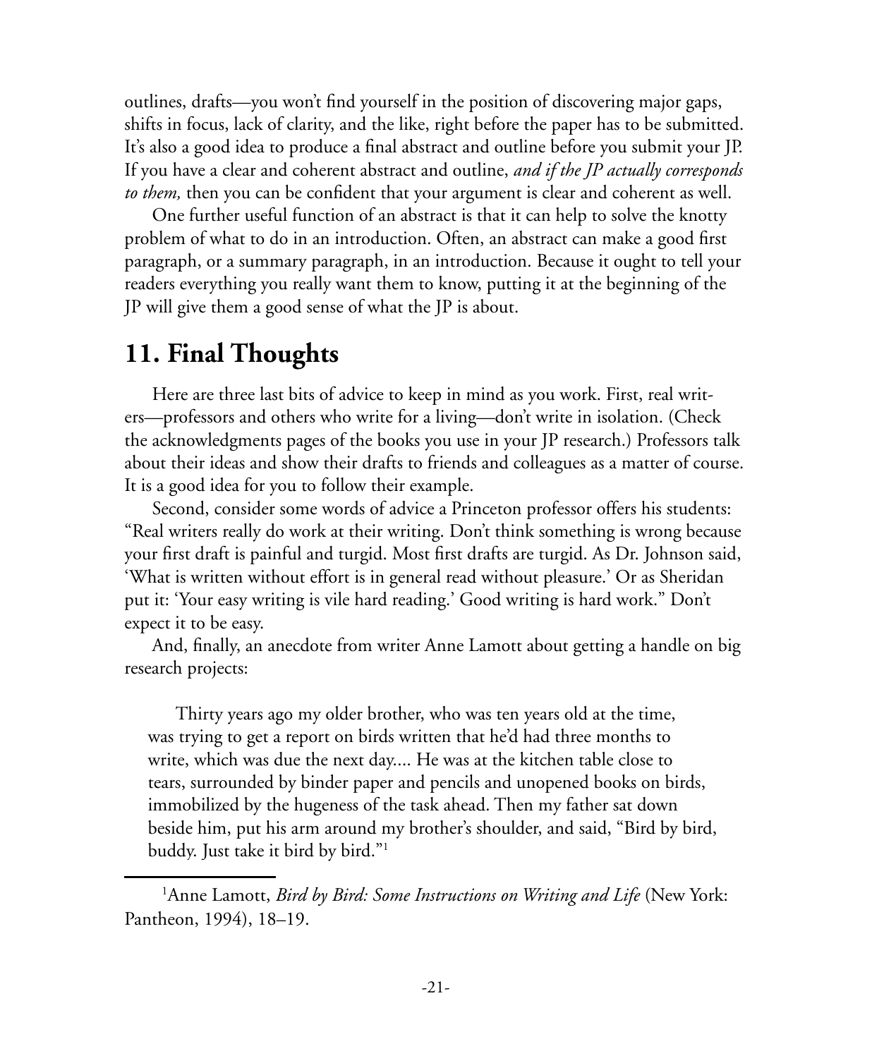outlines, drafts—you won't find yourself in the position of discovering major gaps, shifts in focus, lack of clarity, and the like, right before the paper has to be submitted. It's also a good idea to produce a final abstract and outline before you submit your JP. If you have a clear and coherent abstract and outline, *and if the JP actually corresponds to them,* then you can be confident that your argument is clear and coherent as well.

One further useful function of an abstract is that it can help to solve the knotty problem of what to do in an introduction. Often, an abstract can make a good first paragraph, or a summary paragraph, in an introduction. Because it ought to tell your readers everything you really want them to know, putting it at the beginning of the JP will give them a good sense of what the JP is about.

## 11. Final Thoughts

Here are three last bits of advice to keep in mind as you work. First, real writers—professors and others who write for a living—don't write in isolation. (Check the acknowledgments pages of the books you use in your JP research.) Professors talk about their ideas and show their drafts to friends and colleagues as a matter of course. It is a good idea for you to follow their example.

Second, consider some words of advice a Princeton professor offers his students: "Real writers really do work at their writing. Don't think something is wrong because your first draft is painful and turgid. Most first drafts are turgid. As Dr. Johnson said, 'What is written without effort is in general read without pleasure.' Or as Sheridan put it: 'Your easy writing is vile hard reading.' Good writing is hard work." Don't expect it to be easy.

And, finally, an anecdote from writer Anne Lamott about getting a handle on big research projects:

> Thirty years ago my older brother, who was ten years old at the time, was trying to get a report on birds written that he'd had three months to write, which was due the next day.... He was at the kitchen table close to tears, surrounded by binder paper and pencils and unopened books on birds, immobilized by the hugeness of the task ahead. Then my father sat down beside him, put his arm around my brother's shoulder, and said, "Bird by bird, buddy. Just take it bird by bird."[1]

---

[1]Anne Lamott, *Bird by Bird: Some Instructions on Writing and Life* (New York: Pantheon, 1994), 18–19.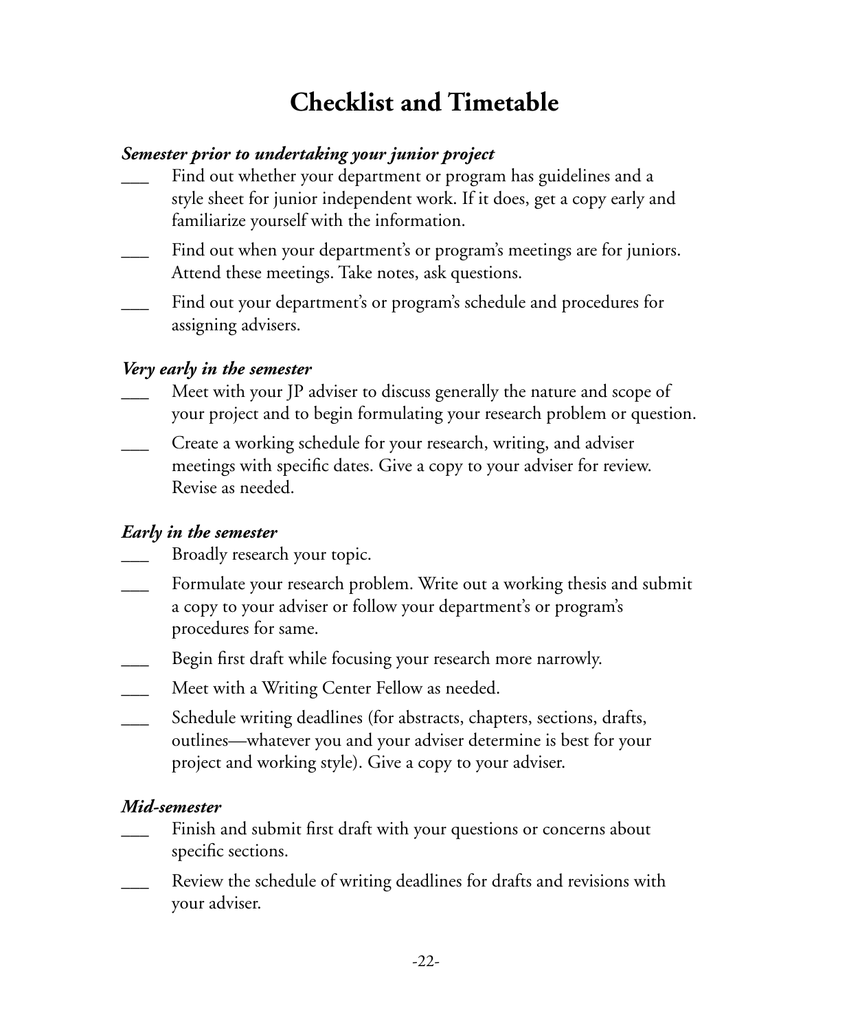# Checklist and Timetable

***Semester prior to undertaking your junior project***

- ___ Find out whether your department or program has guidelines and a style sheet for junior independent work. If it does, get a copy early and familiarize yourself with the information.
- ___ Find out when your department's or program's meetings are for juniors. Attend these meetings. Take notes, ask questions.
- ___ Find out your department's or program's schedule and procedures for assigning advisers.

***Very early in the semester***

- ___ Meet with your JP adviser to discuss generally the nature and scope of your project and to begin formulating your research problem or question.
- ___ Create a working schedule for your research, writing, and adviser meetings with specific dates. Give a copy to your adviser for review. Revise as needed.

***Early in the semester***

- ___ Broadly research your topic.
- ___ Formulate your research problem. Write out a working thesis and submit a copy to your adviser or follow your department's or program's procedures for same.
- ___ Begin first draft while focusing your research more narrowly.
- ___ Meet with a Writing Center Fellow as needed.
- ___ Schedule writing deadlines (for abstracts, chapters, sections, drafts, outlines—whatever you and your adviser determine is best for your project and working style). Give a copy to your adviser.

***Mid-semester***

- ___ Finish and submit first draft with your questions or concerns about specific sections.
- ___ Review the schedule of writing deadlines for drafts and revisions with your adviser.